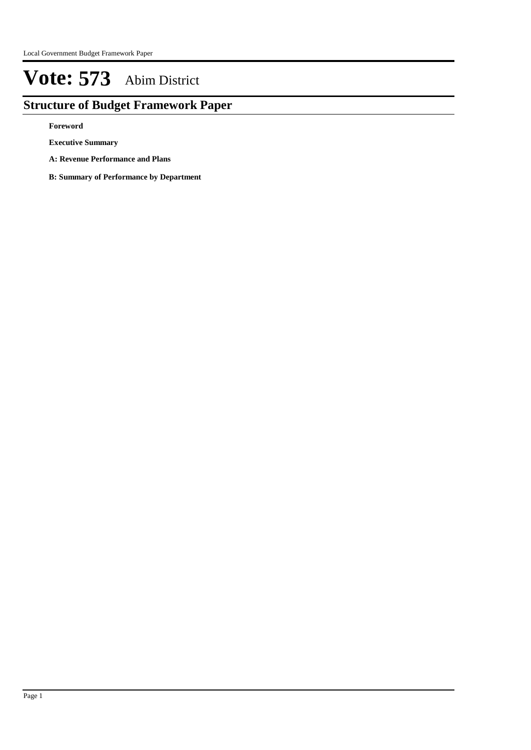# Vote: 573 Abim District

## Structure of Budget Framework Paper

**Foreword**

**Executive Summary**

**A: Revenue Performance and Plans**

**B: Summary of Performance by Department**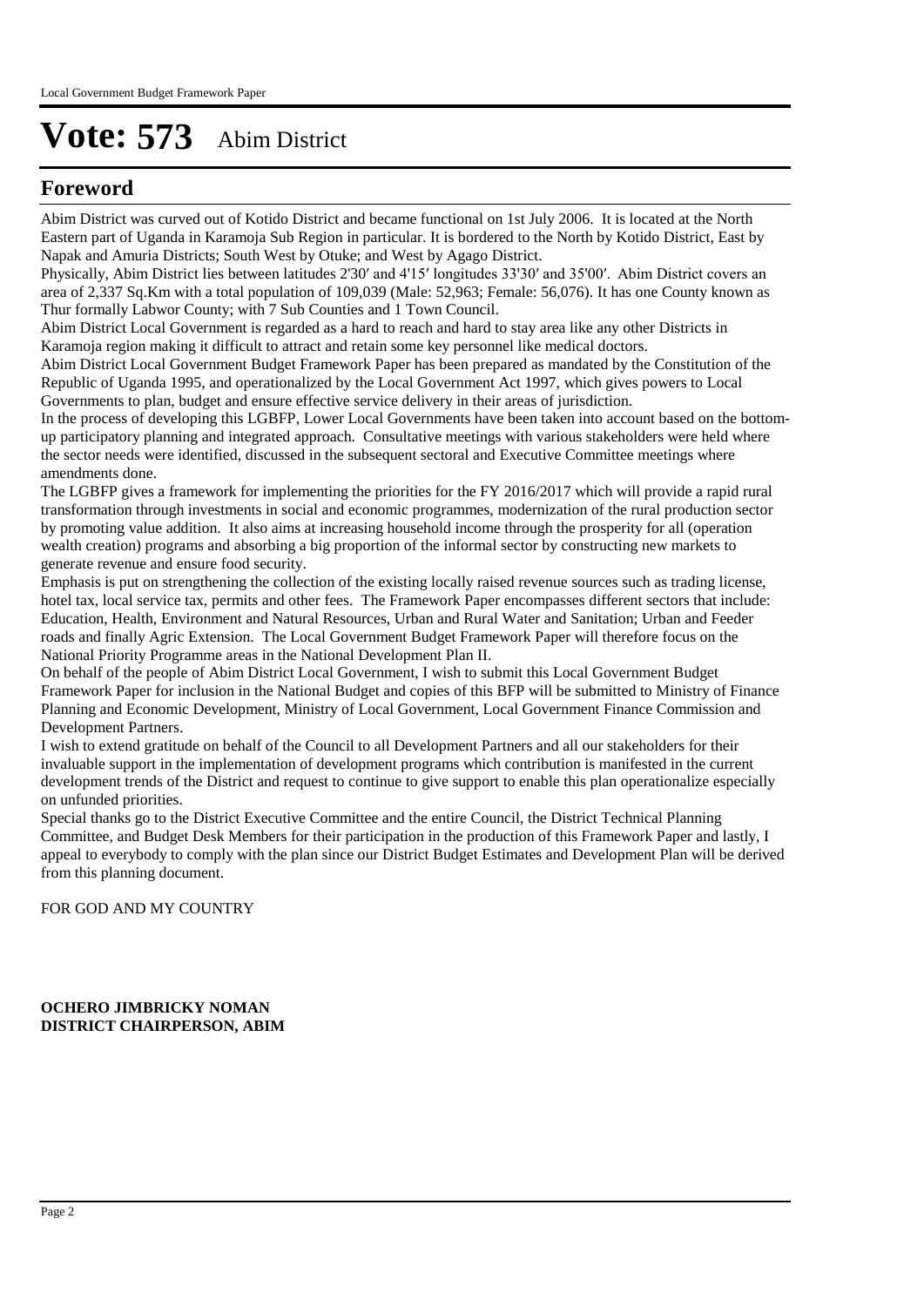# Vote: 573 Abim District

## Foreword

Abim District was curved out of Kotido District and became functional on 1st July 2006. It is located at the North Eastern part of Uganda in Karamoja Sub Region in particular. It is bordered to the North by Kotido District, East by Napak and Amuria Districts; South West by Otuke; and West by Agago District.

Physically, Abim District lies between latitudes 2'30′ and 4'15′ longitudes 33'30′ and 35'00′. Abim District covers an area of 2,337 Sq.Km with a total population of 109,039 (Male: 52,963; Female: 56,076). It has one County known as Thur formally Labwor County; with 7 Sub Counties and 1 Town Council.

Abim District Local Government is regarded as a hard to reach and hard to stay area like any other Districts in Karamoja region making it difficult to attract and retain some key personnel like medical doctors.

Abim District Local Government Budget Framework Paper has been prepared as mandated by the Constitution of the Republic of Uganda 1995, and operationalized by the Local Government Act 1997, which gives powers to Local Governments to plan, budget and ensure effective service delivery in their areas of jurisdiction.

In the process of developing this LGBFP, Lower Local Governments have been taken into account based on the bottom-up participatory planning and integrated approach. Consultative meetings with various stakeholders were held where the sector needs were identified, discussed in the subsequent sectoral and Executive Committee meetings where amendments done.

The LGBFP gives a framework for implementing the priorities for the FY 2016/2017 which will provide a rapid rural transformation through investments in social and economic programmes, modernization of the rural production sector by promoting value addition. It also aims at increasing household income through the prosperity for all (operation wealth creation) programs and absorbing a big proportion of the informal sector by constructing new markets to generate revenue and ensure food security.

Emphasis is put on strengthening the collection of the existing locally raised revenue sources such as trading license, hotel tax, local service tax, permits and other fees. The Framework Paper encompasses different sectors that include: Education, Health, Environment and Natural Resources, Urban and Rural Water and Sanitation; Urban and Feeder roads and finally Agric Extension. The Local Government Budget Framework Paper will therefore focus on the National Priority Programme areas in the National Development Plan II.

On behalf of the people of Abim District Local Government, I wish to submit this Local Government Budget Framework Paper for inclusion in the National Budget and copies of this BFP will be submitted to Ministry of Finance Planning and Economic Development, Ministry of Local Government, Local Government Finance Commission and Development Partners.

I wish to extend gratitude on behalf of the Council to all Development Partners and all our stakeholders for their invaluable support in the implementation of development programs which contribution is manifested in the current development trends of the District and request to continue to give support to enable this plan operationalize especially on unfunded priorities.

Special thanks go to the District Executive Committee and the entire Council, the District Technical Planning Committee, and Budget Desk Members for their participation in the production of this Framework Paper and lastly, I appeal to everybody to comply with the plan since our District Budget Estimates and Development Plan will be derived from this planning document.

FOR GOD AND MY COUNTRY

**OCHERO JIMBRICKY NOMAN**
**DISTRICT CHAIRPERSON, ABIM**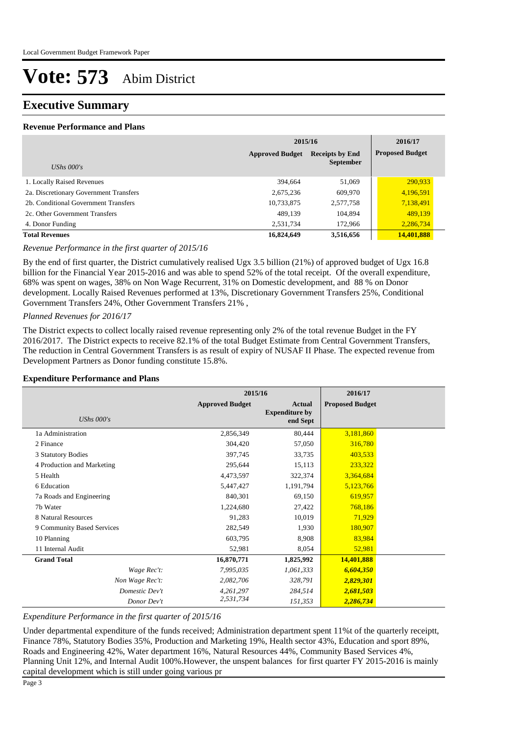# Vote: 573 Abim District

## Executive Summary

### Revenue Performance and Plans

| UShs 000's | 2015/16 Approved Budget | 2015/16 Receipts by End September | 2016/17 Proposed Budget |
|---|---|---|---|
| 1. Locally Raised Revenues | 394,664 | 51,069 | 290,933 |
| 2a. Discretionary Government Transfers | 2,675,236 | 609,970 | 4,196,591 |
| 2b. Conditional Government Transfers | 10,733,875 | 2,577,758 | 7,138,491 |
| 2c. Other Government Transfers | 489,139 | 104,894 | 489,139 |
| 4. Donor Funding | 2,531,734 | 172,966 | 2,286,734 |
| **Total Revenues** | **16,824,649** | **3,516,656** | **14,401,888** |

*Revenue Performance in the first quarter of 2015/16*

By the end of first quarter, the District cumulatively realised Ugx 3.5 billion (21%) of approved budget of Ugx 16.8 billion for the Financial Year 2015-2016 and was able to spend 52% of the total receipt. Of the overall expenditure, 68% was spent on wages, 38% on Non Wage Recurrent, 31% on Domestic development, and 88 % on Donor development. Locally Raised Revenues performed at 13%, Discretionary Government Transfers 25%, Conditional Government Transfers 24%, Other Government Transfers 21% ,

*Planned Revenues for 2016/17*

The District expects to collect locally raised revenue representing only 2% of the total revenue Budget in the FY 2016/2017. The District expects to receive 82.1% of the total Budget Estimate from Central Government Transfers, The reduction in Central Government Transfers is as result of expiry of NUSAF II Phase. The expected revenue from Development Partners as Donor funding constitute 15.8%.

### Expenditure Performance and Plans

| UShs 000's | 2015/16 Approved Budget | 2015/16 Actual Expenditure by end Sept | 2016/17 Proposed Budget |
|---|---|---|---|
| 1a Administration | 2,856,349 | 80,444 | 3,181,860 |
| 2 Finance | 304,420 | 57,050 | 316,780 |
| 3 Statutory Bodies | 397,745 | 33,735 | 403,533 |
| 4 Production and Marketing | 295,644 | 15,113 | 233,322 |
| 5 Health | 4,473,597 | 322,374 | 3,364,684 |
| 6 Education | 5,447,427 | 1,191,794 | 5,123,766 |
| 7a Roads and Engineering | 840,301 | 69,150 | 619,957 |
| 7b Water | 1,224,680 | 27,422 | 768,186 |
| 8 Natural Resources | 91,283 | 10,019 | 71,929 |
| 9 Community Based Services | 282,549 | 1,930 | 180,907 |
| 10 Planning | 603,795 | 8,908 | 83,984 |
| 11 Internal Audit | 52,981 | 8,054 | 52,981 |
| **Grand Total** | **16,870,771** | **1,825,992** | **14,401,888** |
| *Wage Rec't:* | *7,995,035* | *1,061,333* | ***6,604,350*** |
| *Non Wage Rec't:* | *2,082,706* | *328,791* | ***2,829,301*** |
| *Domestic Dev't* | *4,261,297* | *284,514* | ***2,681,503*** |
| *Donor Dev't* | *2,531,734* | *151,353* | ***2,286,734*** |

*Expenditure Performance in the first quarter of 2015/16*

Under departmental expenditure of the funds received; Administration department spent 11%t of the quarterly receiptt, Finance 78%, Statutory Bodies 35%, Production and Marketing 19%, Health sector 43%, Education and sport 89%, Roads and Engineering 42%, Water department 16%, Natural Resources 44%, Community Based Services 4%, Planning Unit 12%, and Internal Audit 100%.However, the unspent balances for first quarter FY 2015-2016 is mainly capital development which is still under going various pr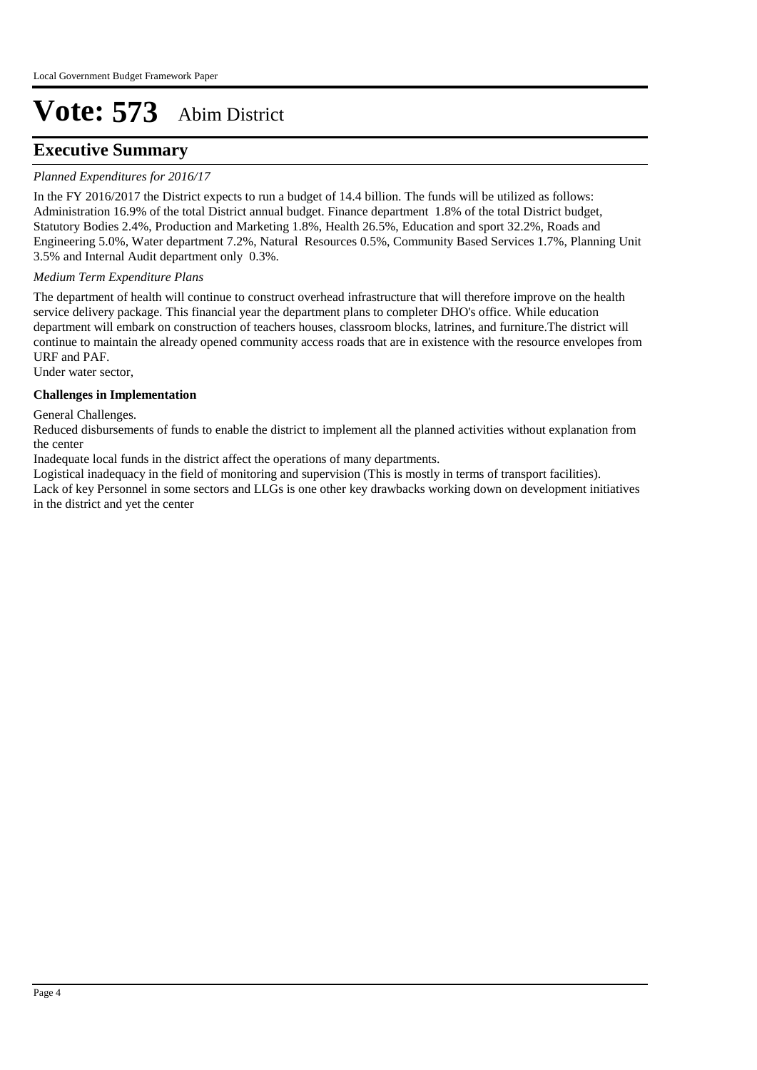# Vote: 573 Abim District

## Executive Summary

*Planned Expenditures for 2016/17*

In the FY 2016/2017 the District expects to run a budget of 14.4 billion. The funds will be utilized as follows: Administration 16.9% of the total District annual budget. Finance department 1.8% of the total District budget, Statutory Bodies 2.4%, Production and Marketing 1.8%, Health 26.5%, Education and sport 32.2%, Roads and Engineering 5.0%, Water department 7.2%, Natural Resources 0.5%, Community Based Services 1.7%, Planning Unit 3.5% and Internal Audit department only 0.3%.

*Medium Term Expenditure Plans*

The department of health will continue to construct overhead infrastructure that will therefore improve on the health service delivery package. This financial year the department plans to completer DHO's office. While education department will embark on construction of teachers houses, classroom blocks, latrines, and furniture.The district will continue to maintain the already opened community access roads that are in existence with the resource envelopes from URF and PAF.
Under water sector,

**Challenges in Implementation**

General Challenges.
Reduced disbursements of funds to enable the district to implement all the planned activities without explanation from the center
Inadequate local funds in the district affect the operations of many departments.
Logistical inadequacy in the field of monitoring and supervision (This is mostly in terms of transport facilities).
Lack of key Personnel in some sectors and LLGs is one other key drawbacks working down on development initiatives in the district and yet the center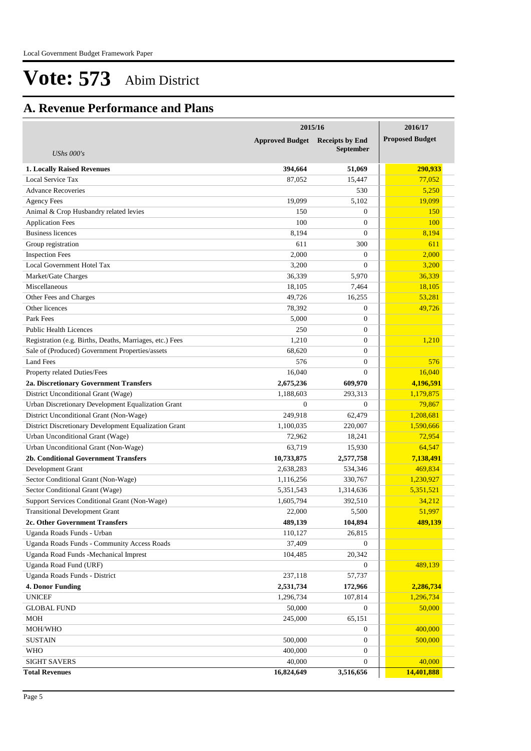# Vote: 573 Abim District

## A. Revenue Performance and Plans

| *UShs 000's* | 2015/16 Approved Budget | 2015/16 Receipts by End September | 2016/17 Proposed Budget |
|---|---|---|---|
| **1. Locally Raised Revenues** | **394,664** | **51,069** | **290,933** |
| Local Service Tax | 87,052 | 15,447 | 77,052 |
| Advance Recoveries | | 530 | 5,250 |
| Agency Fees | 19,099 | 5,102 | 19,099 |
| Animal & Crop Husbandry related levies | 150 | 0 | 150 |
| Application Fees | 100 | 0 | 100 |
| Business licences | 8,194 | 0 | 8,194 |
| Group registration | 611 | 300 | 611 |
| Inspection Fees | 2,000 | 0 | 2,000 |
| Local Government Hotel Tax | 3,200 | 0 | 3,200 |
| Market/Gate Charges | 36,339 | 5,970 | 36,339 |
| Miscellaneous | 18,105 | 7,464 | 18,105 |
| Other Fees and Charges | 49,726 | 16,255 | 53,281 |
| Other licences | 78,392 | 0 | 49,726 |
| Park Fees | 5,000 | 0 | |
| Public Health Licences | 250 | 0 | |
| Registration (e.g. Births, Deaths, Marriages, etc.) Fees | 1,210 | 0 | 1,210 |
| Sale of (Produced) Government Properties/assets | 68,620 | 0 | |
| Land Fees | 576 | 0 | 576 |
| Property related Duties/Fees | 16,040 | 0 | 16,040 |
| **2a. Discretionary Government Transfers** | **2,675,236** | **609,970** | **4,196,591** |
| District Unconditional Grant (Wage) | 1,188,603 | 293,313 | 1,179,875 |
| Urban Discretionary Development Equalization Grant | 0 | 0 | 79,867 |
| District Unconditional Grant (Non-Wage) | 249,918 | 62,479 | 1,208,681 |
| District Discretionary Development Equalization Grant | 1,100,035 | 220,007 | 1,590,666 |
| Urban Unconditional Grant (Wage) | 72,962 | 18,241 | 72,954 |
| Urban Unconditional Grant (Non-Wage) | 63,719 | 15,930 | 64,547 |
| **2b. Conditional Government Transfers** | **10,733,875** | **2,577,758** | **7,138,491** |
| Development Grant | 2,638,283 | 534,346 | 469,834 |
| Sector Conditional Grant (Non-Wage) | 1,116,256 | 330,767 | 1,230,927 |
| Sector Conditional Grant (Wage) | 5,351,543 | 1,314,636 | 5,351,521 |
| Support Services Conditional Grant (Non-Wage) | 1,605,794 | 392,510 | 34,212 |
| Transitional Development Grant | 22,000 | 5,500 | 51,997 |
| **2c. Other Government Transfers** | **489,139** | **104,894** | **489,139** |
| Uganda Roads Funds - Urban | 110,127 | 26,815 | |
| Uganda Roads Funds - Community Access Roads | 37,409 | 0 | |
| Uganda Road Funds -Mechanical Imprest | 104,485 | 20,342 | |
| Uganda Road Fund (URF) | | 0 | 489,139 |
| Uganda Roads Funds - District | 237,118 | 57,737 | |
| **4. Donor Funding** | **2,531,734** | **172,966** | **2,286,734** |
| UNICEF | 1,296,734 | 107,814 | 1,296,734 |
| GLOBAL FUND | 50,000 | 0 | 50,000 |
| MOH | 245,000 | 65,151 | |
| MOH/WHO | | 0 | 400,000 |
| SUSTAIN | 500,000 | 0 | 500,000 |
| WHO | 400,000 | 0 | |
| SIGHT SAVERS | 40,000 | 0 | 40,000 |
| **Total Revenues** | **16,824,649** | **3,516,656** | **14,401,888** |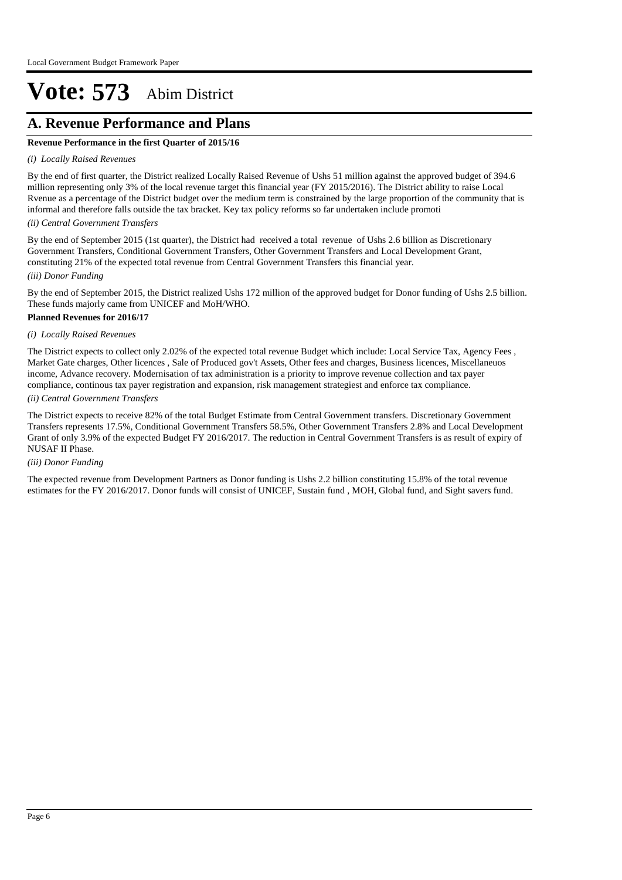# Vote: 573 Abim District

## A. Revenue Performance and Plans

**Revenue Performance in the first Quarter of 2015/16**

*(i) Locally Raised Revenues*

By the end of first quarter, the District realized Locally Raised Revenue of Ushs 51 million against the approved budget of 394.6 million representing only 3% of the local revenue target this financial year (FY 2015/2016). The District ability to raise Local Rvenue as a percentage of the District budget over the medium term is constrained by the large proportion of the community that is informal and therefore falls outside the tax bracket. Key tax policy reforms so far undertaken include promoti

*(ii) Central Government Transfers*

By the end of September 2015 (1st quarter), the District had received a total revenue of Ushs 2.6 billion as Discretionary Government Transfers, Conditional Government Transfers, Other Government Transfers and Local Development Grant, constituting 21% of the expected total revenue from Central Government Transfers this financial year.

*(iii) Donor Funding*

By the end of September 2015, the District realized Ushs 172 million of the approved budget for Donor funding of Ushs 2.5 billion. These funds majorly came from UNICEF and MoH/WHO.

**Planned Revenues for 2016/17**

*(i) Locally Raised Revenues*

The District expects to collect only 2.02% of the expected total revenue Budget which include: Local Service Tax, Agency Fees , Market Gate charges, Other licences , Sale of Produced gov't Assets, Other fees and charges, Business licences, Miscellaneuos income, Advance recovery. Modernisation of tax administration is a priority to improve revenue collection and tax payer compliance, continous tax payer registration and expansion, risk management strategiest and enforce tax compliance.

*(ii) Central Government Transfers*

The District expects to receive 82% of the total Budget Estimate from Central Government transfers. Discretionary Government Transfers represents 17.5%, Conditional Government Transfers 58.5%, Other Government Transfers 2.8% and Local Development Grant of only 3.9% of the expected Budget FY 2016/2017. The reduction in Central Government Transfers is as result of expiry of NUSAF II Phase.

*(iii) Donor Funding*

The expected revenue from Development Partners as Donor funding is Ushs 2.2 billion constituting 15.8% of the total revenue estimates for the FY 2016/2017. Donor funds will consist of UNICEF, Sustain fund , MOH, Global fund, and Sight savers fund.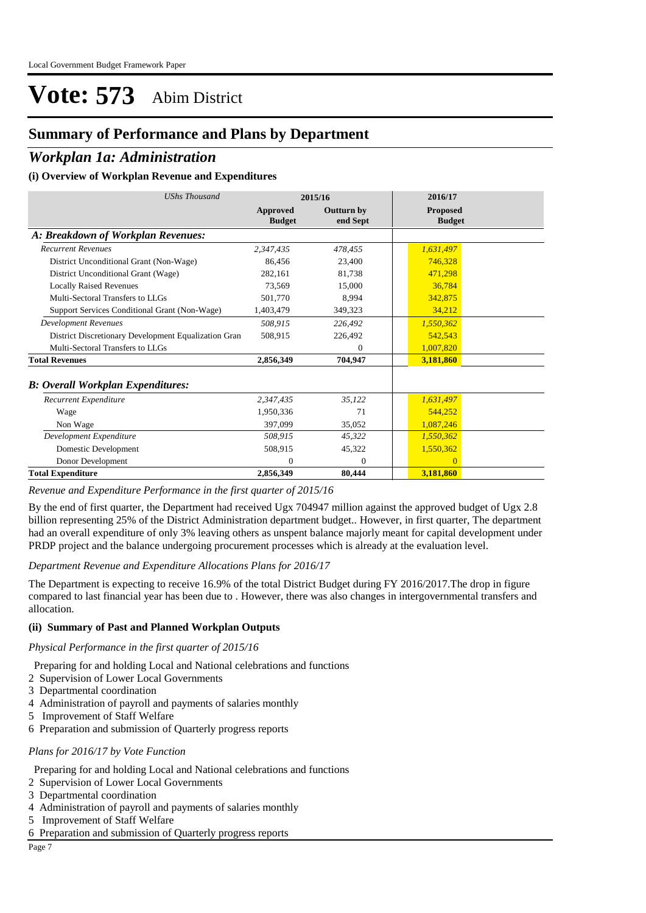# Vote: 573 Abim District

## Summary of Performance and Plans by Department

## *Workplan 1a: Administration*

### (i) Overview of Workplan Revenue and Expenditures

| *UShs Thousand* | 2015/16 | | 2016/17 |
|---|---|---|---|
| | **Approved Budget** | **Outturn by end Sept** | **Proposed Budget** |
| ***A: Breakdown of Workplan Revenues:*** | | | |
| *Recurrent Revenues* | *2,347,435* | *478,455* | *1,631,497* |
| District Unconditional Grant (Non-Wage) | 86,456 | 23,400 | 746,328 |
| District Unconditional Grant (Wage) | 282,161 | 81,738 | 471,298 |
| Locally Raised Revenues | 73,569 | 15,000 | 36,784 |
| Multi-Sectoral Transfers to LLGs | 501,770 | 8,994 | 342,875 |
| Support Services Conditional Grant (Non-Wage) | 1,403,479 | 349,323 | 34,212 |
| *Development Revenues* | *508,915* | *226,492* | *1,550,362* |
| District Discretionary Development Equalization Gran | 508,915 | 226,492 | 542,543 |
| Multi-Sectoral Transfers to LLGs | | 0 | 1,007,820 |
| **Total Revenues** | **2,856,349** | **704,947** | **3,181,860** |
| ***B: Overall Workplan Expenditures:*** | | | |
| *Recurrent Expenditure* | *2,347,435* | *35,122* | *1,631,497* |
| Wage | 1,950,336 | 71 | 544,252 |
| Non Wage | 397,099 | 35,052 | 1,087,246 |
| *Development Expenditure* | *508,915* | *45,322* | *1,550,362* |
| Domestic Development | 508,915 | 45,322 | 1,550,362 |
| Donor Development | 0 | 0 | 0 |
| **Total Expenditure** | **2,856,349** | **80,444** | **3,181,860** |

*Revenue and Expenditure Performance in the first quarter of 2015/16*

By the end of first quarter, the Department had received Ugx 704947 million against the approved budget of Ugx 2.8 billion representing 25% of the District Administration department budget.. However, in first quarter, The department had an overall expenditure of only 3% leaving others as unspent balance majorly meant for capital development under PRDP project and the balance undergoing procurement processes which is already at the evaluation level.

*Department Revenue and Expenditure Allocations Plans for 2016/17*

The Department is expecting to receive 16.9% of the total District Budget during FY 2016/2017.The drop in figure compared to last financial year has been due to . However, there was also changes in intergovernmental transfers and allocation.

### (ii) Summary of Past and Planned Workplan Outputs

*Physical Performance in the first quarter of 2015/16*

Preparing for and holding Local and National celebrations and functions
2 Supervision of Lower Local Governments
3 Departmental coordination
4 Administration of payroll and payments of salaries monthly
5 Improvement of Staff Welfare
6 Preparation and submission of Quarterly progress reports

*Plans for 2016/17 by Vote Function*

Preparing for and holding Local and National celebrations and functions
2 Supervision of Lower Local Governments
3 Departmental coordination
4 Administration of payroll and payments of salaries monthly
5 Improvement of Staff Welfare
6 Preparation and submission of Quarterly progress reports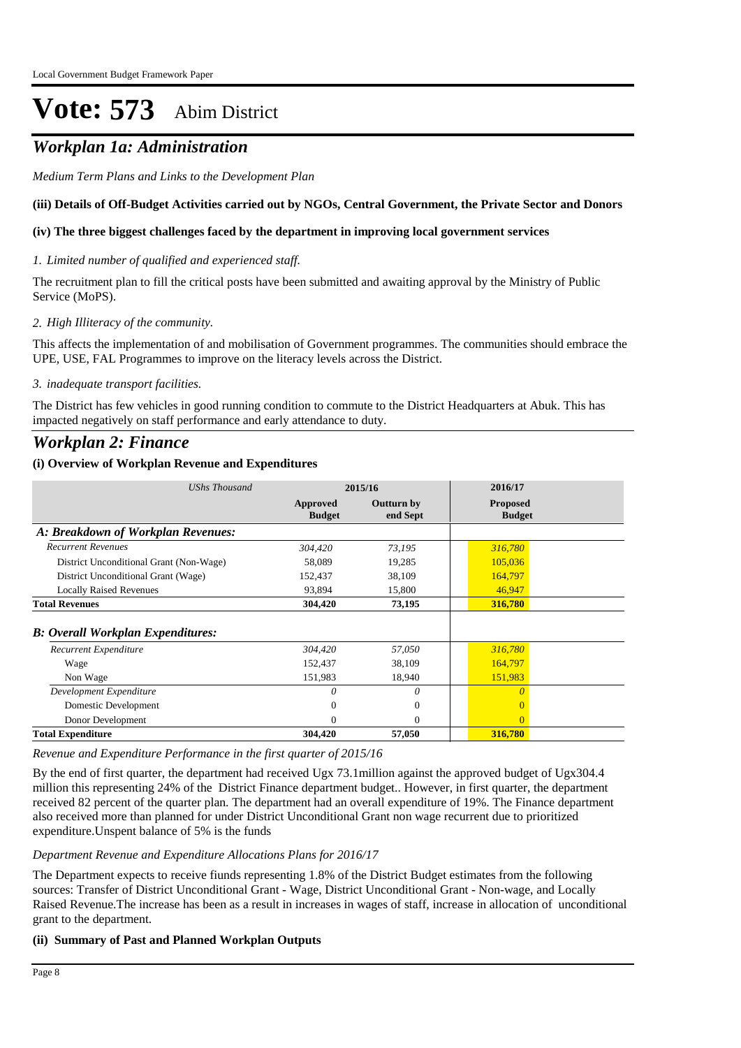# Vote: 573 Abim District

## *Workplan 1a: Administration*

*Medium Term Plans and Links to the Development Plan*

**(iii) Details of Off-Budget Activities carried out by NGOs, Central Government, the Private Sector and Donors**

**(iv) The three biggest challenges faced by the department in improving local government services**

*1. Limited number of qualified and experienced staff.*

The recruitment plan to fill the critical posts have been submitted and awaiting approval by the Ministry of Public Service (MoPS).

*2. High Illiteracy of the community.*

This affects the implementation of and mobilisation of Government programmes. The communities should embrace the UPE, USE, FAL Programmes to improve on the literacy levels across the District.

*3. inadequate transport facilities.*

The District has few vehicles in good running condition to commute to the District Headquarters at Abuk. This has impacted negatively on staff performance and early attendance to duty.

## *Workplan 2: Finance*

**(i) Overview of Workplan Revenue and Expenditures**

| *UShs Thousand* | 2015/16 | | 2016/17 |
|---|---|---|---|
| | **Approved Budget** | **Outturn by end Sept** | **Proposed Budget** |
| ***A: Breakdown of Workplan Revenues:*** | | | |
| *Recurrent Revenues* | *304,420* | *73,195* | *316,780* |
| District Unconditional Grant (Non-Wage) | 58,089 | 19,285 | 105,036 |
| District Unconditional Grant (Wage) | 152,437 | 38,109 | 164,797 |
| Locally Raised Revenues | 93,894 | 15,800 | 46,947 |
| **Total Revenues** | **304,420** | **73,195** | **316,780** |
| ***B: Overall Workplan Expenditures:*** | | | |
| *Recurrent Expenditure* | *304,420* | *57,050* | *316,780* |
| Wage | 152,437 | 38,109 | 164,797 |
| Non Wage | 151,983 | 18,940 | 151,983 |
| *Development Expenditure* | *0* | *0* | *0* |
| Domestic Development | 0 | 0 | 0 |
| Donor Development | 0 | 0 | 0 |
| **Total Expenditure** | **304,420** | **57,050** | **316,780** |

*Revenue and Expenditure Performance in the first quarter of 2015/16*

By the end of first quarter, the department had received Ugx 73.1million against the approved budget of Ugx304.4 million this representing 24% of the District Finance department budget.. However, in first quarter, the department received 82 percent of the quarter plan. The department had an overall expenditure of 19%. The Finance department also received more than planned for under District Unconditional Grant non wage recurrent due to prioritized expenditure.Unspent balance of 5% is the funds

*Department Revenue and Expenditure Allocations Plans for 2016/17*

The Department expects to receive fiunds representing 1.8% of the District Budget estimates from the following sources: Transfer of District Unconditional Grant - Wage, District Unconditional Grant - Non-wage, and Locally Raised Revenue.The increase has been as a result in increases in wages of staff, increase in allocation of unconditional grant to the department.

**(ii) Summary of Past and Planned Workplan Outputs**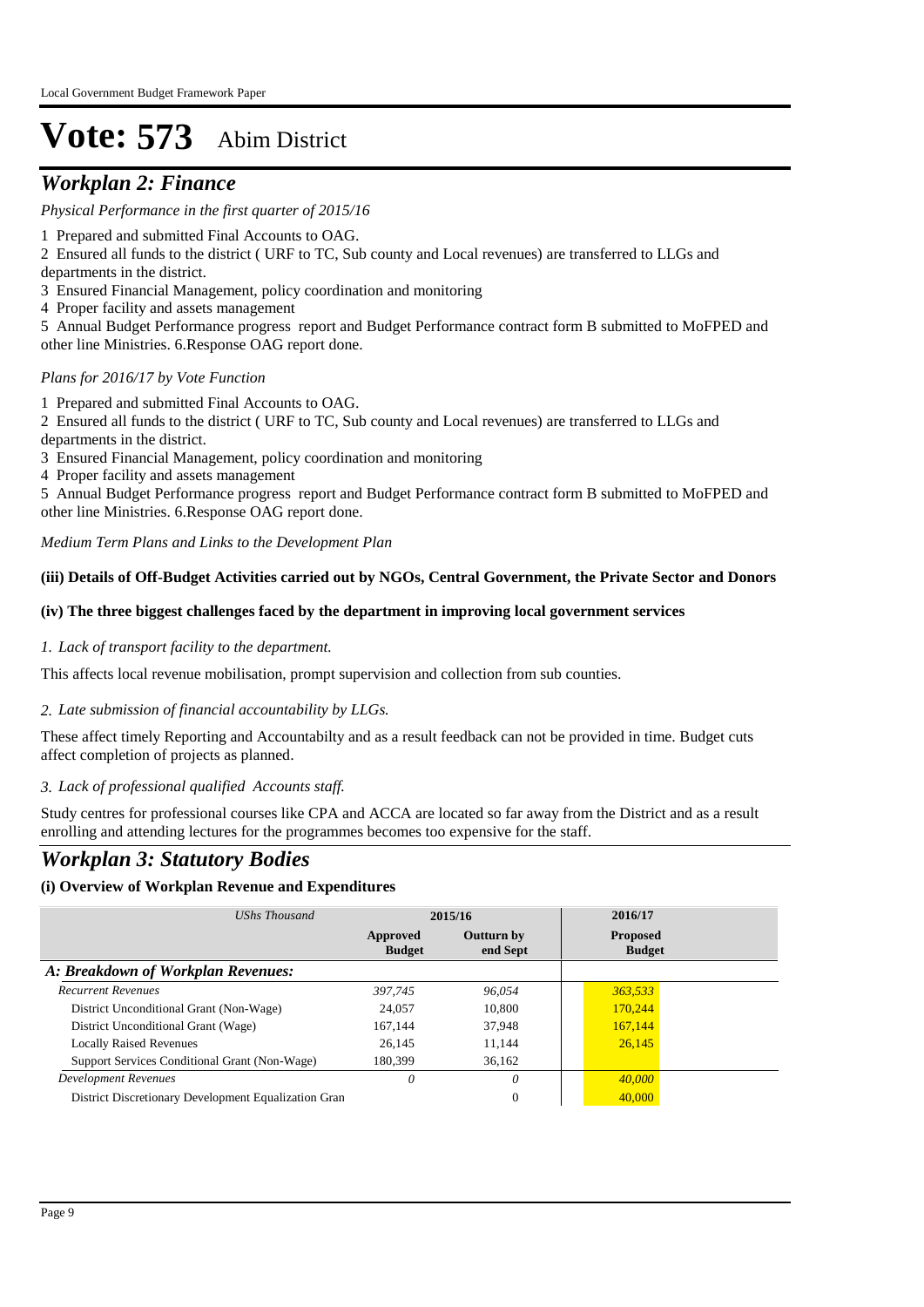# Vote: 573 Abim District

## *Workplan 2: Finance*

*Physical Performance in the first quarter of 2015/16*

1 Prepared and submitted Final Accounts to OAG.

2 Ensured all funds to the district ( URF to TC, Sub county and Local revenues) are transferred to LLGs and departments in the district.

3 Ensured Financial Management, policy coordination and monitoring

4 Proper facility and assets management

5 Annual Budget Performance progress report and Budget Performance contract form B submitted to MoFPED and other line Ministries. 6.Response OAG report done.

*Plans for 2016/17 by Vote Function*

1 Prepared and submitted Final Accounts to OAG.

2 Ensured all funds to the district ( URF to TC, Sub county and Local revenues) are transferred to LLGs and departments in the district.

3 Ensured Financial Management, policy coordination and monitoring

4 Proper facility and assets management

5 Annual Budget Performance progress report and Budget Performance contract form B submitted to MoFPED and other line Ministries. 6.Response OAG report done.

*Medium Term Plans and Links to the Development Plan*

**(iii) Details of Off-Budget Activities carried out by NGOs, Central Government, the Private Sector and Donors**

**(iv) The three biggest challenges faced by the department in improving local government services**

*1. Lack of transport facility to the department.*

This affects local revenue mobilisation, prompt supervision and collection from sub counties.

*2. Late submission of financial accountability by LLGs.*

These affect timely Reporting and Accountabilty and as a result feedback can not be provided in time. Budget cuts affect completion of projects as planned.

*3. Lack of professional qualified Accounts staff.*

Study centres for professional courses like CPA and ACCA are located so far away from the District and as a result enrolling and attending lectures for the programmes becomes too expensive for the staff.

## *Workplan 3: Statutory Bodies*

**(i) Overview of Workplan Revenue and Expenditures**

| *UShs Thousand* | 2015/16 | | 2016/17 |
|---|---|---|---|
| | **Approved Budget** | **Outturn by end Sept** | **Proposed Budget** |
| ***A: Breakdown of Workplan Revenues:*** | | | |
| *Recurrent Revenues* | *397,745* | *96,054* | *363,533* |
| District Unconditional Grant (Non-Wage) | 24,057 | 10,800 | 170,244 |
| District Unconditional Grant (Wage) | 167,144 | 37,948 | 167,144 |
| Locally Raised Revenues | 26,145 | 11,144 | 26,145 |
| Support Services Conditional Grant (Non-Wage) | 180,399 | 36,162 | |
| *Development Revenues* | *0* | *0* | *40,000* |
| District Discretionary Development Equalization Gran | | 0 | 40,000 |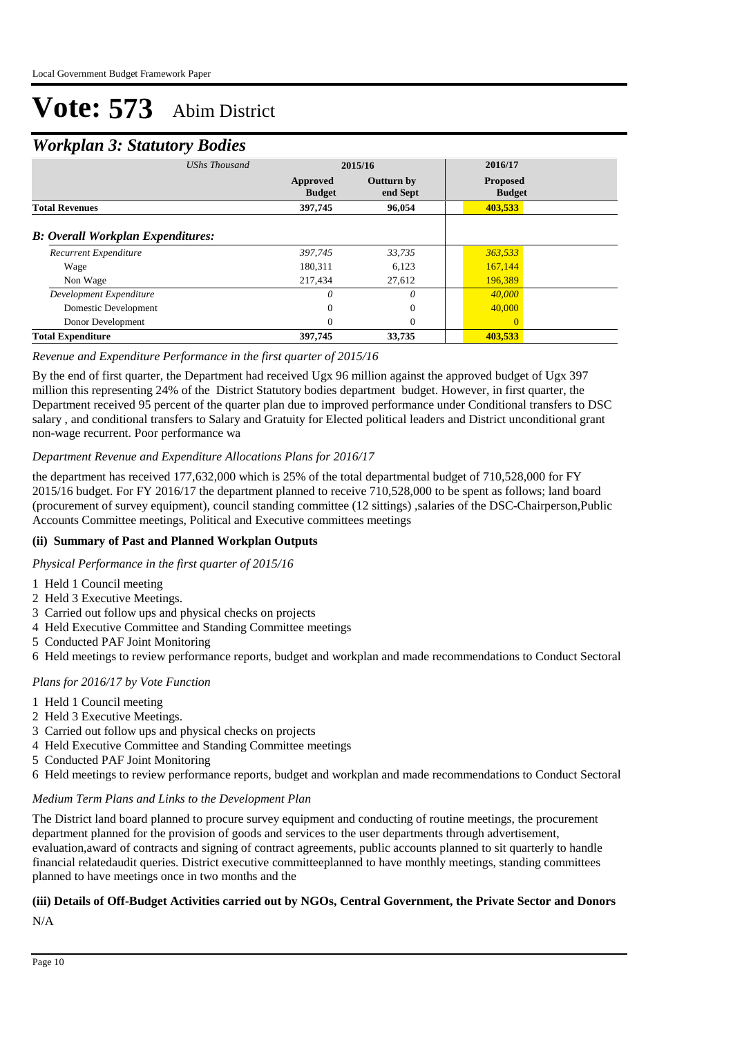# Vote: 573 Abim District

## *Workplan 3: Statutory Bodies*

| *UShs Thousand* | 2015/16 | | 2016/17 |
|---|---|---|---|
| | **Approved Budget** | **Outturn by end Sept** | **Proposed Budget** |
| **Total Revenues** | **397,745** | **96,054** | **403,533** |
| ***B: Overall Workplan Expenditures:*** | | | |
| *Recurrent Expenditure* | *397,745* | *33,735* | *363,533* |
| Wage | 180,311 | 6,123 | 167,144 |
| Non Wage | 217,434 | 27,612 | 196,389 |
| *Development Expenditure* | *0* | *0* | *40,000* |
| Domestic Development | 0 | 0 | 40,000 |
| Donor Development | 0 | 0 | 0 |
| **Total Expenditure** | **397,745** | **33,735** | **403,533** |

*Revenue and Expenditure Performance in the first quarter of 2015/16*

By the end of first quarter, the Department had received Ugx 96 million against the approved budget of Ugx 397 million this representing 24% of the District Statutory bodies department budget. However, in first quarter, the Department received 95 percent of the quarter plan due to improved performance under Conditional transfers to DSC salary , and conditional transfers to Salary and Gratuity for Elected political leaders and District unconditional grant non-wage recurrent. Poor performance wa

*Department Revenue and Expenditure Allocations Plans for 2016/17*

the department has received 177,632,000 which is 25% of the total departmental budget of 710,528,000 for FY 2015/16 budget. For FY 2016/17 the department planned to receive 710,528,000 to be spent as follows; land board (procurement of survey equipment), council standing committee (12 sittings) ,salaries of the DSC-Chairperson,Public Accounts Committee meetings, Political and Executive committees meetings

### (ii) Summary of Past and Planned Workplan Outputs

*Physical Performance in the first quarter of 2015/16*

1 Held 1 Council meeting
2 Held 3 Executive Meetings.
3 Carried out follow ups and physical checks on projects
4 Held Executive Committee and Standing Committee meetings
5 Conducted PAF Joint Monitoring
6 Held meetings to review performance reports, budget and workplan and made recommendations to Conduct Sectoral

*Plans for 2016/17 by Vote Function*

1 Held 1 Council meeting
2 Held 3 Executive Meetings.
3 Carried out follow ups and physical checks on projects
4 Held Executive Committee and Standing Committee meetings
5 Conducted PAF Joint Monitoring
6 Held meetings to review performance reports, budget and workplan and made recommendations to Conduct Sectoral

*Medium Term Plans and Links to the Development Plan*

The District land board planned to procure survey equipment and conducting of routine meetings, the procurement department planned for the provision of goods and services to the user departments through advertisement, evaluation,award of contracts and signing of contract agreements, public accounts planned to sit quarterly to handle financial relatedaudit queries. District executive committeeplanned to have monthly meetings, standing committees planned to have meetings once in two months and the

### (iii) Details of Off-Budget Activities carried out by NGOs, Central Government, the Private Sector and Donors

N/A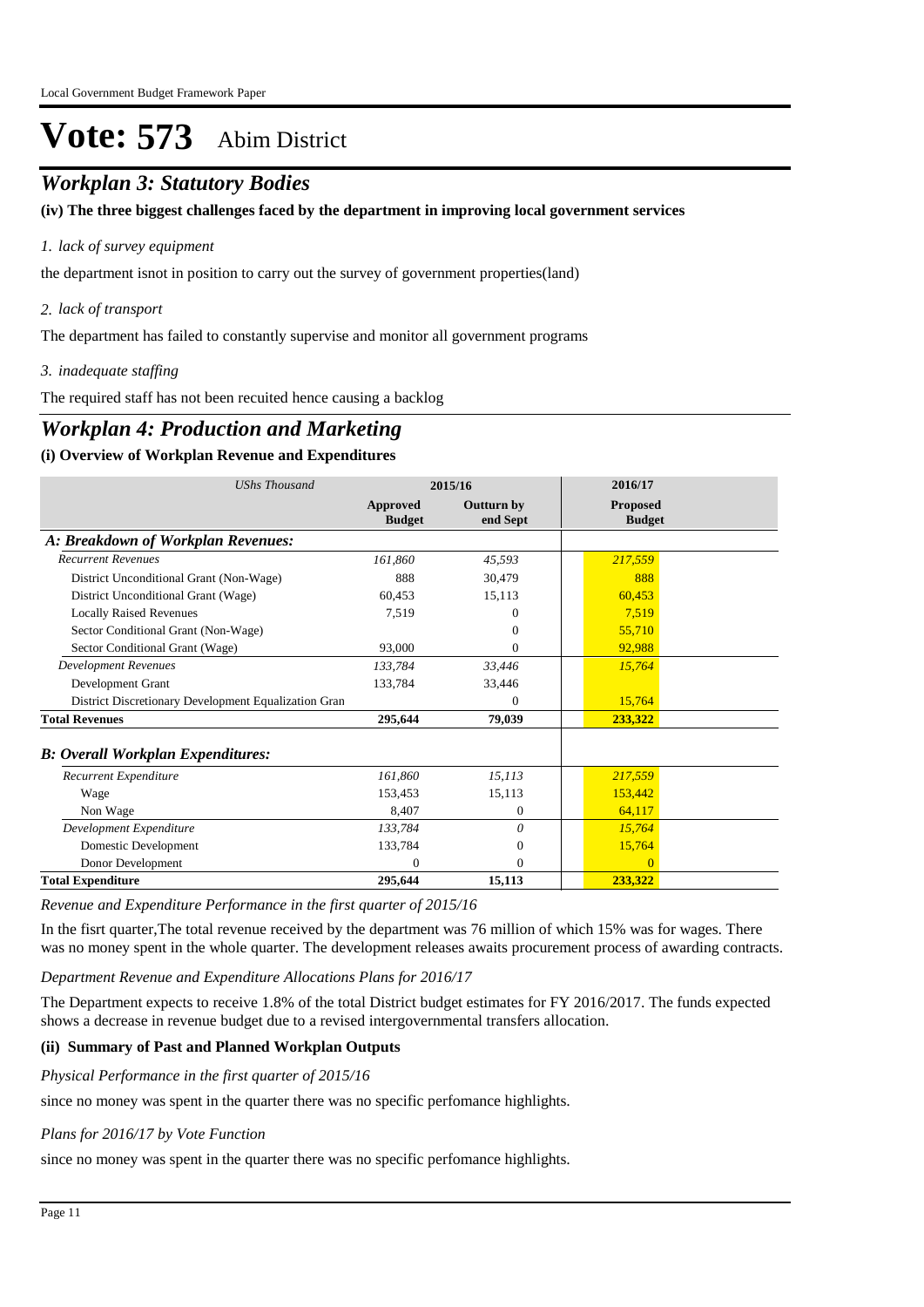# Vote: 573 Abim District

## *Workplan 3: Statutory Bodies*

**(iv) The three biggest challenges faced by the department in improving local government services**

*1. lack of survey equipment*

the department isnot in position to carry out the survey of government properties(land)

*2. lack of transport*

The department has failed to constantly supervise and monitor all government programs

*3. inadequate staffing*

The required staff has not been recuited hence causing a backlog

## *Workplan 4: Production and Marketing*

**(i) Overview of Workplan Revenue and Expenditures**

| *UShs Thousand* | 2015/16 | | 2016/17 |
|---|---|---|---|
| | **Approved Budget** | **Outturn by end Sept** | **Proposed Budget** |
| ***A: Breakdown of Workplan Revenues:*** | | | |
| *Recurrent Revenues* | *161,860* | *45,593* | *217,559* |
| District Unconditional Grant (Non-Wage) | 888 | 30,479 | 888 |
| District Unconditional Grant (Wage) | 60,453 | 15,113 | 60,453 |
| Locally Raised Revenues | 7,519 | 0 | 7,519 |
| Sector Conditional Grant (Non-Wage) | | 0 | 55,710 |
| Sector Conditional Grant (Wage) | 93,000 | 0 | 92,988 |
| *Development Revenues* | *133,784* | *33,446* | *15,764* |
| Development Grant | 133,784 | 33,446 | |
| District Discretionary Development Equalization Gran | | 0 | 15,764 |
| **Total Revenues** | **295,644** | **79,039** | **233,322** |
| ***B: Overall Workplan Expenditures:*** | | | |
| *Recurrent Expenditure* | *161,860* | *15,113* | *217,559* |
| Wage | 153,453 | 15,113 | 153,442 |
| Non Wage | 8,407 | 0 | 64,117 |
| *Development Expenditure* | *133,784* | *0* | *15,764* |
| Domestic Development | 133,784 | 0 | 15,764 |
| Donor Development | 0 | 0 | 0 |
| **Total Expenditure** | **295,644** | **15,113** | **233,322** |

*Revenue and Expenditure Performance in the first quarter of 2015/16*

In the fisrt quarter,The total revenue received by the department was 76 million of which 15% was for wages. There was no money spent in the whole quarter. The development releases awaits procurement process of awarding contracts.

*Department Revenue and Expenditure Allocations Plans for 2016/17*

The Department expects to receive 1.8% of the total District budget estimates for FY 2016/2017. The funds expected shows a decrease in revenue budget due to a revised intergovernmental transfers allocation.

**(ii) Summary of Past and Planned Workplan Outputs**

*Physical Performance in the first quarter of 2015/16*

since no money was spent in the quarter there was no specific perfomance highlights.

*Plans for 2016/17 by Vote Function*

since no money was spent in the quarter there was no specific perfomance highlights.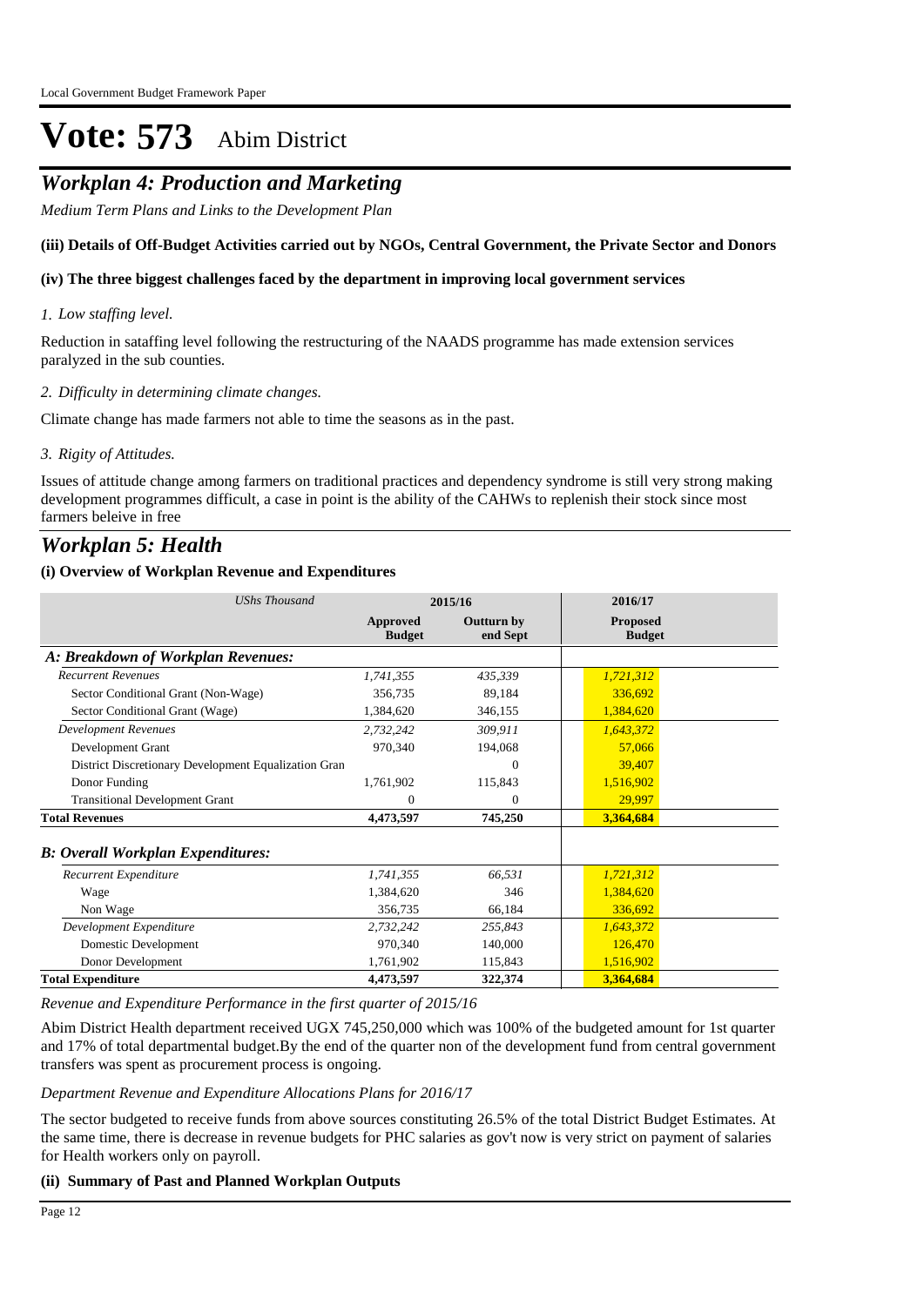# Vote: 573 Abim District

## *Workplan 4: Production and Marketing*

*Medium Term Plans and Links to the Development Plan*

**(iii) Details of Off-Budget Activities carried out by NGOs, Central Government, the Private Sector and Donors**

**(iv) The three biggest challenges faced by the department in improving local government services**

*1. Low staffing level.*

Reduction in sataffing level following the restructuring of the NAADS programme has made extension services paralyzed in the sub counties.

*2. Difficulty in determining climate changes.*

Climate change has made farmers not able to time the seasons as in the past.

*3. Rigity of Attitudes.*

Issues of attitude change among farmers on traditional practices and dependency syndrome is still very strong making development programmes difficult, a case in point is the ability of the CAHWs to replenish their stock since most farmers beleive in free

## *Workplan 5: Health*

**(i) Overview of Workplan Revenue and Expenditures**

| *UShs Thousand* | 2015/16 | | 2016/17 |
|---|---|---|---|
| | **Approved Budget** | **Outturn by end Sept** | **Proposed Budget** |
| ***A: Breakdown of Workplan Revenues:*** | | | |
| *Recurrent Revenues* | *1,741,355* | *435,339* | *1,721,312* |
| Sector Conditional Grant (Non-Wage) | 356,735 | 89,184 | 336,692 |
| Sector Conditional Grant (Wage) | 1,384,620 | 346,155 | 1,384,620 |
| *Development Revenues* | *2,732,242* | *309,911* | *1,643,372* |
| Development Grant | 970,340 | 194,068 | 57,066 |
| District Discretionary Development Equalization Gran | | 0 | 39,407 |
| Donor Funding | 1,761,902 | 115,843 | 1,516,902 |
| Transitional Development Grant | 0 | 0 | 29,997 |
| **Total Revenues** | **4,473,597** | **745,250** | **3,364,684** |
| ***B: Overall Workplan Expenditures:*** | | | |
| *Recurrent Expenditure* | *1,741,355* | *66,531* | *1,721,312* |
| Wage | 1,384,620 | 346 | 1,384,620 |
| Non Wage | 356,735 | 66,184 | 336,692 |
| *Development Expenditure* | *2,732,242* | *255,843* | *1,643,372* |
| Domestic Development | 970,340 | 140,000 | 126,470 |
| Donor Development | 1,761,902 | 115,843 | 1,516,902 |
| **Total Expenditure** | **4,473,597** | **322,374** | **3,364,684** |

*Revenue and Expenditure Performance in the first quarter of 2015/16*

Abim District Health department received UGX 745,250,000 which was 100% of the budgeted amount for 1st quarter and 17% of total departmental budget.By the end of the quarter non of the development fund from central government transfers was spent as procurement process is ongoing.

*Department Revenue and Expenditure Allocations Plans for 2016/17*

The sector budgeted to receive funds from above sources constituting 26.5% of the total District Budget Estimates. At the same time, there is decrease in revenue budgets for PHC salaries as gov't now is very strict on payment of salaries for Health workers only on payroll.

**(ii) Summary of Past and Planned Workplan Outputs**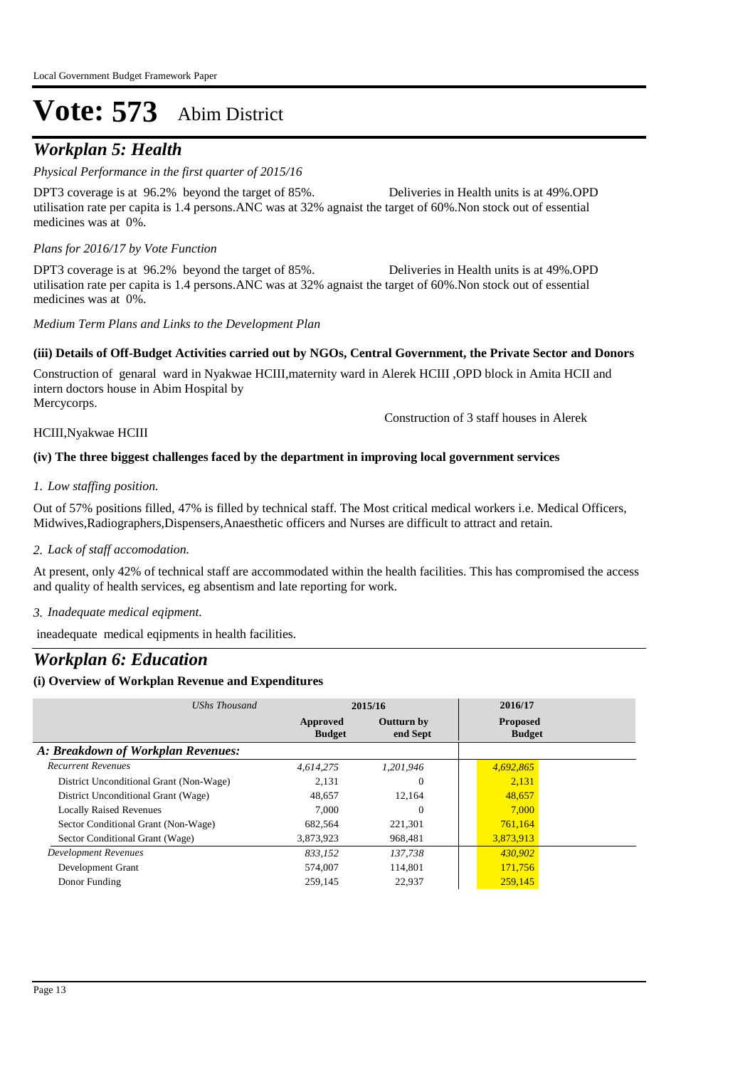# Vote: 573 Abim District

## *Workplan 5: Health*

*Physical Performance in the first quarter of 2015/16*

DPT3 coverage is at 96.2% beyond the target of 85%. Deliveries in Health units is at 49%.OPD utilisation rate per capita is 1.4 persons.ANC was at 32% agnaist the target of 60%.Non stock out of essential medicines was at 0%.

*Plans for 2016/17 by Vote Function*

DPT3 coverage is at 96.2% beyond the target of 85%. Deliveries in Health units is at 49%.OPD utilisation rate per capita is 1.4 persons.ANC was at 32% agnaist the target of 60%.Non stock out of essential medicines was at 0%.

*Medium Term Plans and Links to the Development Plan*

**(iii) Details of Off-Budget Activities carried out by NGOs, Central Government, the Private Sector and Donors**

Construction of genaral ward in Nyakwae HCIII,maternity ward in Alerek HCIII ,OPD block in Amita HCII and intern doctors house in Abim Hospital by Mercycorps.

Construction of 3 staff houses in Alerek HCIII,Nyakwae HCIII

**(iv) The three biggest challenges faced by the department in improving local government services**

*1. Low staffing position.*

Out of 57% positions filled, 47% is filled by technical staff. The Most critical medical workers i.e. Medical Officers, Midwives,Radiographers,Dispensers,Anaesthetic officers and Nurses are difficult to attract and retain.

*2. Lack of staff accomodation.*

At present, only 42% of technical staff are accommodated within the health facilities. This has compromised the access and quality of health services, eg absentism and late reporting for work.

*3. Inadequate medical eqipment.*

ineadequate medical eqipments in health facilities.

## *Workplan 6: Education*

**(i) Overview of Workplan Revenue and Expenditures**

| *UShs Thousand* | 2015/16 | | 2016/17 |
|---|---|---|---|
| | **Approved Budget** | **Outturn by end Sept** | **Proposed Budget** |
| ***A: Breakdown of Workplan Revenues:*** | | | |
| *Recurrent Revenues* | *4,614,275* | *1,201,946* | *4,692,865* |
| District Unconditional Grant (Non-Wage) | 2,131 | 0 | 2,131 |
| District Unconditional Grant (Wage) | 48,657 | 12,164 | 48,657 |
| Locally Raised Revenues | 7,000 | 0 | 7,000 |
| Sector Conditional Grant (Non-Wage) | 682,564 | 221,301 | 761,164 |
| Sector Conditional Grant (Wage) | 3,873,923 | 968,481 | 3,873,913 |
| *Development Revenues* | *833,152* | *137,738* | *430,902* |
| Development Grant | 574,007 | 114,801 | 171,756 |
| Donor Funding | 259,145 | 22,937 | 259,145 |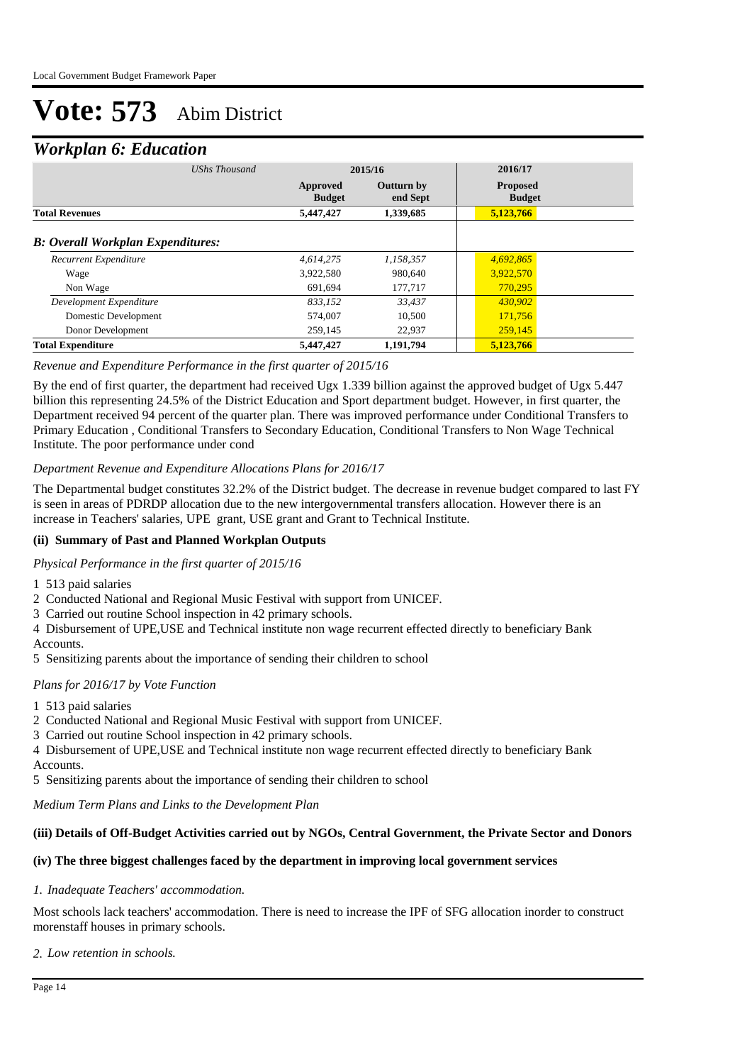Local Government Budget Framework Paper

# Vote: 573 Abim District

## *Workplan 6: Education*

| *UShs Thousand* | 2015/16 | | 2016/17 |
|---|---|---|---|
| | **Approved Budget** | **Outturn by end Sept** | **Proposed Budget** |
| **Total Revenues** | **5,447,427** | **1,339,685** | **5,123,766** |
| ***B: Overall Workplan Expenditures:*** | | | |
| *Recurrent Expenditure* | *4,614,275* | *1,158,357* | *4,692,865* |
| Wage | 3,922,580 | 980,640 | 3,922,570 |
| Non Wage | 691,694 | 177,717 | 770,295 |
| *Development Expenditure* | *833,152* | *33,437* | *430,902* |
| Domestic Development | 574,007 | 10,500 | 171,756 |
| Donor Development | 259,145 | 22,937 | 259,145 |
| **Total Expenditure** | **5,447,427** | **1,191,794** | **5,123,766** |

*Revenue and Expenditure Performance in the first quarter of 2015/16*

By the end of first quarter, the department had received Ugx 1.339 billion against the approved budget of Ugx 5.447 billion this representing 24.5% of the District Education and Sport department budget. However, in first quarter, the Department received 94 percent of the quarter plan. There was improved performance under Conditional Transfers to Primary Education , Conditional Transfers to Secondary Education, Conditional Transfers to Non Wage Technical Institute. The poor performance under cond

*Department Revenue and Expenditure Allocations Plans for 2016/17*

The Departmental budget constitutes 32.2% of the District budget. The decrease in revenue budget compared to last FY is seen in areas of PDRDP allocation due to the new intergovernmental transfers allocation. However there is an increase in Teachers' salaries, UPE grant, USE grant and Grant to Technical Institute.

### (ii) Summary of Past and Planned Workplan Outputs

*Physical Performance in the first quarter of 2015/16*

1 513 paid salaries
2 Conducted National and Regional Music Festival with support from UNICEF.
3 Carried out routine School inspection in 42 primary schools.
4 Disbursement of UPE,USE and Technical institute non wage recurrent effected directly to beneficiary Bank Accounts.
5 Sensitizing parents about the importance of sending their children to school

*Plans for 2016/17 by Vote Function*

1 513 paid salaries
2 Conducted National and Regional Music Festival with support from UNICEF.
3 Carried out routine School inspection in 42 primary schools.
4 Disbursement of UPE,USE and Technical institute non wage recurrent effected directly to beneficiary Bank Accounts.
5 Sensitizing parents about the importance of sending their children to school

*Medium Term Plans and Links to the Development Plan*

### (iii) Details of Off-Budget Activities carried out by NGOs, Central Government, the Private Sector and Donors

### (iv) The three biggest challenges faced by the department in improving local government services

*1. Inadequate Teachers' accommodation.*

Most schools lack teachers' accommodation. There is need to increase the IPF of SFG allocation inorder to construct morenstaff houses in primary schools.

*2. Low retention in schools.*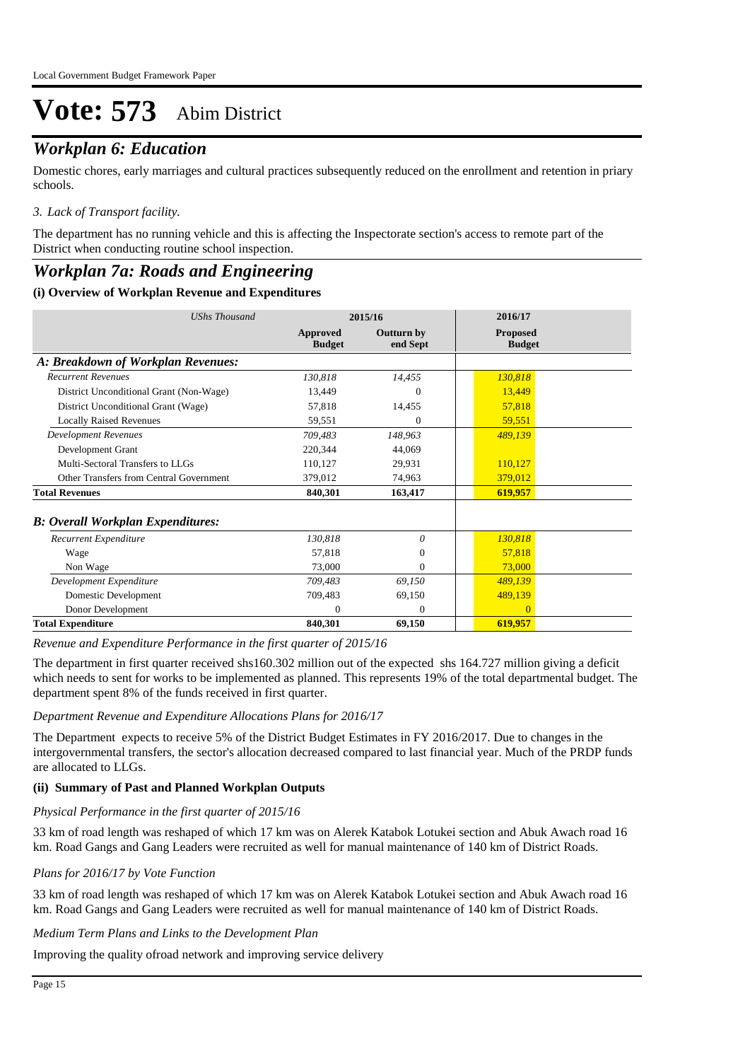# Vote: 573 Abim District

## *Workplan 6: Education*

Domestic chores, early marriages and cultural practices subsequently reduced on the enrollment and retention in priary schools.

*3. Lack of Transport facility.*

The department has no running vehicle and this is affecting the Inspectorate section's access to remote part of the District when conducting routine school inspection.

## *Workplan 7a: Roads and Engineering*

### (i) Overview of Workplan Revenue and Expenditures

| *UShs Thousand* | 2015/16 | | 2016/17 |
|---|---|---|---|
| | **Approved Budget** | **Outturn by end Sept** | **Proposed Budget** |
| ***A: Breakdown of Workplan Revenues:*** | | | |
| *Recurrent Revenues* | *130,818* | *14,455* | *130,818* |
| District Unconditional Grant (Non-Wage) | 13,449 | 0 | 13,449 |
| District Unconditional Grant (Wage) | 57,818 | 14,455 | 57,818 |
| Locally Raised Revenues | 59,551 | 0 | 59,551 |
| *Development Revenues* | *709,483* | *148,963* | *489,139* |
| Development Grant | 220,344 | 44,069 | |
| Multi-Sectoral Transfers to LLGs | 110,127 | 29,931 | 110,127 |
| Other Transfers from Central Government | 379,012 | 74,963 | 379,012 |
| **Total Revenues** | **840,301** | **163,417** | **619,957** |
| ***B: Overall Workplan Expenditures:*** | | | |
| *Recurrent Expenditure* | *130,818* | *0* | *130,818* |
| Wage | 57,818 | 0 | 57,818 |
| Non Wage | 73,000 | 0 | 73,000 |
| *Development Expenditure* | *709,483* | *69,150* | *489,139* |
| Domestic Development | 709,483 | 69,150 | 489,139 |
| Donor Development | 0 | 0 | 0 |
| **Total Expenditure** | **840,301** | **69,150** | **619,957** |

*Revenue and Expenditure Performance in the first quarter of 2015/16*

The department in first quarter received shs160.302 million out of the expected shs 164.727 million giving a deficit which needs to sent for works to be implemented as planned. This represents 19% of the total departmental budget. The department spent 8% of the funds received in first quarter.

*Department Revenue and Expenditure Allocations Plans for 2016/17*

The Department expects to receive 5% of the District Budget Estimates in FY 2016/2017. Due to changes in the intergovernmental transfers, the sector's allocation decreased compared to last financial year. Much of the PRDP funds are allocated to LLGs.

### (ii) Summary of Past and Planned Workplan Outputs

*Physical Performance in the first quarter of 2015/16*

33 km of road length was reshaped of which 17 km was on Alerek Katabok Lotukei section and Abuk Awach road 16 km. Road Gangs and Gang Leaders were recruited as well for manual maintenance of 140 km of District Roads.

*Plans for 2016/17 by Vote Function*

33 km of road length was reshaped of which 17 km was on Alerek Katabok Lotukei section and Abuk Awach road 16 km. Road Gangs and Gang Leaders were recruited as well for manual maintenance of 140 km of District Roads.

*Medium Term Plans and Links to the Development Plan*

Improving the quality ofroad network and improving service delivery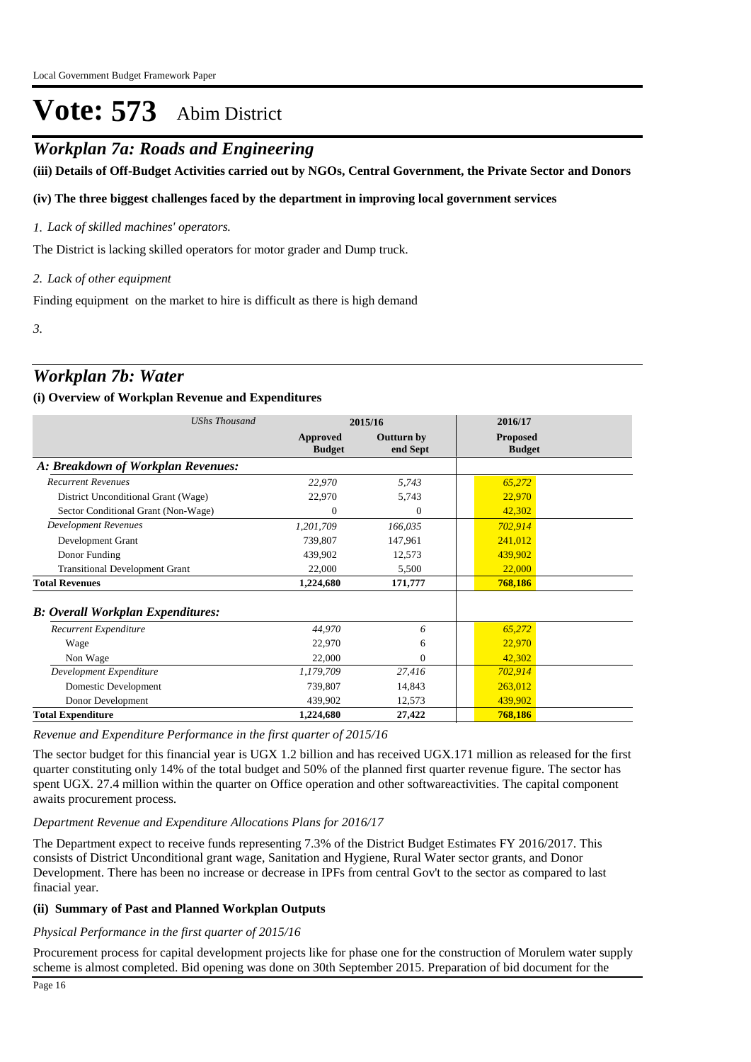# Vote: 573 Abim District

## *Workplan 7a: Roads and Engineering*

**(iii) Details of Off-Budget Activities carried out by NGOs, Central Government, the Private Sector and Donors**

**(iv) The three biggest challenges faced by the department in improving local government services**

*1. Lack of skilled machines' operators.*

The District is lacking skilled operators for motor grader and Dump truck.

*2. Lack of other equipment*

Finding equipment on the market to hire is difficult as there is high demand

*3.*

## *Workplan 7b: Water*

**(i) Overview of Workplan Revenue and Expenditures**

| *UShs Thousand* | 2015/16 | | 2016/17 |
|---|---|---|---|
| | **Approved Budget** | **Outturn by end Sept** | **Proposed Budget** |
| ***A: Breakdown of Workplan Revenues:*** | | | |
| *Recurrent Revenues* | *22,970* | *5,743* | *65,272* |
| District Unconditional Grant (Wage) | 22,970 | 5,743 | 22,970 |
| Sector Conditional Grant (Non-Wage) | 0 | 0 | 42,302 |
| *Development Revenues* | *1,201,709* | *166,035* | *702,914* |
| Development Grant | 739,807 | 147,961 | 241,012 |
| Donor Funding | 439,902 | 12,573 | 439,902 |
| Transitional Development Grant | 22,000 | 5,500 | 22,000 |
| **Total Revenues** | **1,224,680** | **171,777** | **768,186** |
| ***B: Overall Workplan Expenditures:*** | | | |
| *Recurrent Expenditure* | *44,970* | *6* | *65,272* |
| Wage | 22,970 | 6 | 22,970 |
| Non Wage | 22,000 | 0 | 42,302 |
| *Development Expenditure* | *1,179,709* | *27,416* | *702,914* |
| Domestic Development | 739,807 | 14,843 | 263,012 |
| Donor Development | 439,902 | 12,573 | 439,902 |
| **Total Expenditure** | **1,224,680** | **27,422** | **768,186** |

*Revenue and Expenditure Performance in the first quarter of 2015/16*

The sector budget for this financial year is UGX 1.2 billion and has received UGX.171 million as released for the first quarter constituting only 14% of the total budget and 50% of the planned first quarter revenue figure. The sector has spent UGX. 27.4 million within the quarter on Office operation and other softwareactivities. The capital component awaits procurement process.

*Department Revenue and Expenditure Allocations Plans for 2016/17*

The Department expect to receive funds representing 7.3% of the District Budget Estimates FY 2016/2017. This consists of District Unconditional grant wage, Sanitation and Hygiene, Rural Water sector grants, and Donor Development. There has been no increase or decrease in IPFs from central Gov't to the sector as compared to last finacial year.

**(ii) Summary of Past and Planned Workplan Outputs**

*Physical Performance in the first quarter of 2015/16*

Procurement process for capital development projects like for phase one for the construction of Morulem water supply scheme is almost completed. Bid opening was done on 30th September 2015. Preparation of bid document for the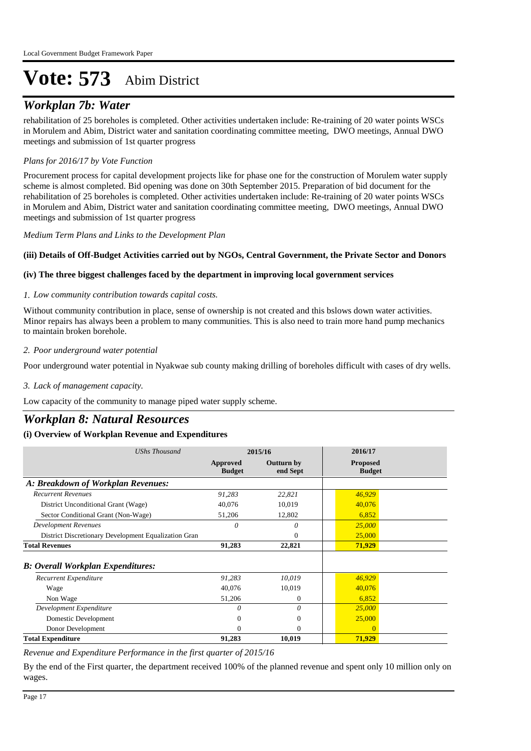# Vote: 573 Abim District

## *Workplan 7b: Water*

rehabilitation of 25 boreholes is completed. Other activities undertaken include: Re-training of 20 water points WSCs in Morulem and Abim, District water and sanitation coordinating committee meeting, DWO meetings, Annual DWO meetings and submission of 1st quarter progress

*Plans for 2016/17 by Vote Function*

Procurement process for capital development projects like for phase one for the construction of Morulem water supply scheme is almost completed. Bid opening was done on 30th September 2015. Preparation of bid document for the rehabilitation of 25 boreholes is completed. Other activities undertaken include: Re-training of 20 water points WSCs in Morulem and Abim, District water and sanitation coordinating committee meeting, DWO meetings, Annual DWO meetings and submission of 1st quarter progress

*Medium Term Plans and Links to the Development Plan*

**(iii) Details of Off-Budget Activities carried out by NGOs, Central Government, the Private Sector and Donors**

**(iv) The three biggest challenges faced by the department in improving local government services**

*1. Low community contribution towards capital costs.*

Without community contribution in place, sense of ownership is not created and this bslows down water activities. Minor repairs has always been a problem to many communities. This is also need to train more hand pump mechanics to maintain broken borehole.

*2. Poor underground water potential*

Poor underground water potential in Nyakwae sub county making drilling of boreholes difficult with cases of dry wells.

*3. Lack of management capacity.*

Low capacity of the community to manage piped water supply scheme.

## *Workplan 8: Natural Resources*

**(i) Overview of Workplan Revenue and Expenditures**

| *UShs Thousand* | 2015/16 | | 2016/17 |
|---|---|---|---|
| | **Approved Budget** | **Outturn by end Sept** | **Proposed Budget** |
| ***A: Breakdown of Workplan Revenues:*** | | | |
| *Recurrent Revenues* | *91,283* | *22,821* | *46,929* |
| District Unconditional Grant (Wage) | 40,076 | 10,019 | 40,076 |
| Sector Conditional Grant (Non-Wage) | 51,206 | 12,802 | 6,852 |
| *Development Revenues* | *0* | *0* | *25,000* |
| District Discretionary Development Equalization Gran | | 0 | 25,000 |
| **Total Revenues** | **91,283** | **22,821** | **71,929** |
| ***B: Overall Workplan Expenditures:*** | | | |
| *Recurrent Expenditure* | *91,283* | *10,019* | *46,929* |
| Wage | 40,076 | 10,019 | 40,076 |
| Non Wage | 51,206 | 0 | 6,852 |
| *Development Expenditure* | *0* | *0* | *25,000* |
| Domestic Development | 0 | 0 | 25,000 |
| Donor Development | 0 | 0 | 0 |
| **Total Expenditure** | **91,283** | **10,019** | **71,929** |

*Revenue and Expenditure Performance in the first quarter of 2015/16*

By the end of the First quarter, the department received 100% of the planned revenue and spent only 10 million only on wages.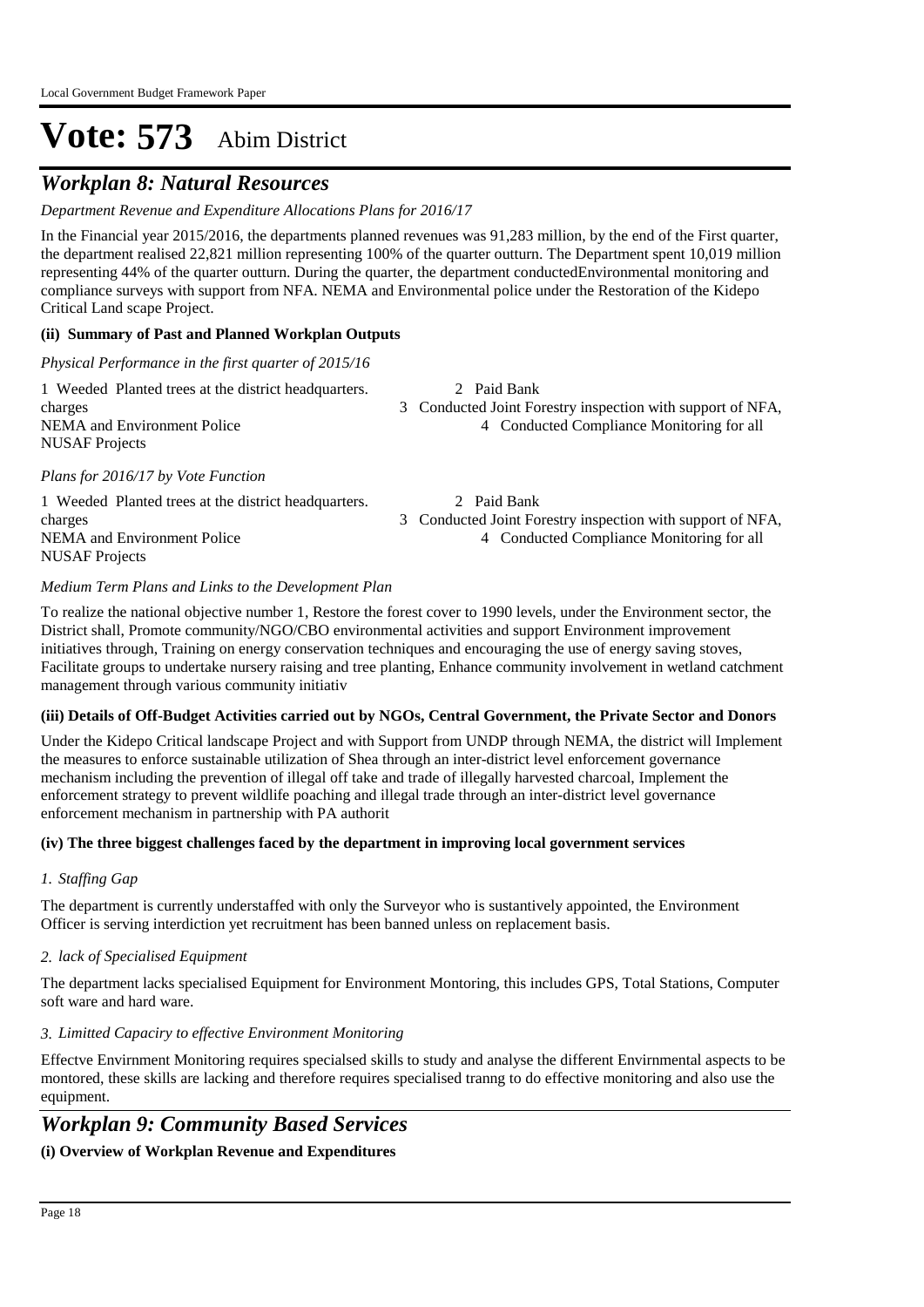Local Government Budget Framework Paper

# Vote: 573 Abim District

## *Workplan 8: Natural Resources*

*Department Revenue and Expenditure Allocations Plans for 2016/17*

In the Financial year 2015/2016, the departments planned revenues was 91,283 million, by the end of the First quarter, the department realised 22,821 million representing 100% of the quarter outturn. The Department spent 10,019 million representing 44% of the quarter outturn. During the quarter, the department conductedEnvironmental monitoring and compliance surveys with support from NFA. NEMA and Environmental police under the Restoration of the Kidepo Critical Land scape Project.

**(ii) Summary of Past and Planned Workplan Outputs**

*Physical Performance in the first quarter of 2015/16*

1 Weeded Planted trees at the district headquarters. 2 Paid Bank charges 3 Conducted Joint Forestry inspection with support of NFA, NEMA and Environment Police 4 Conducted Compliance Monitoring for all NUSAF Projects

*Plans for 2016/17 by Vote Function*

1 Weeded Planted trees at the district headquarters. 2 Paid Bank charges 3 Conducted Joint Forestry inspection with support of NFA, NEMA and Environment Police 4 Conducted Compliance Monitoring for all NUSAF Projects

*Medium Term Plans and Links to the Development Plan*

To realize the national objective number 1, Restore the forest cover to 1990 levels, under the Environment sector, the District shall, Promote community/NGO/CBO environmental activities and support Environment improvement initiatives through, Training on energy conservation techniques and encouraging the use of energy saving stoves, Facilitate groups to undertake nursery raising and tree planting, Enhance community involvement in wetland catchment management through various community initiativ

**(iii) Details of Off-Budget Activities carried out by NGOs, Central Government, the Private Sector and Donors**

Under the Kidepo Critical landscape Project and with Support from UNDP through NEMA, the district will Implement the measures to enforce sustainable utilization of Shea through an inter-district level enforcement governance mechanism including the prevention of illegal off take and trade of illegally harvested charcoal, Implement the enforcement strategy to prevent wildlife poaching and illegal trade through an inter-district level governance enforcement mechanism in partnership with PA authorit

**(iv) The three biggest challenges faced by the department in improving local government services**

*1. Staffing Gap*

The department is currently understaffed with only the Surveyor who is sustantively appointed, the Environment Officer is serving interdiction yet recruitment has been banned unless on replacement basis.

*2. lack of Specialised Equipment*

The department lacks specialised Equipment for Environment Montoring, this includes GPS, Total Stations, Computer soft ware and hard ware.

*3. Limitted Capaciry to effective Environment Monitoring*

Effectve Envirnment Monitoring requires specialsed skills to study and analyse the different Envirnmental aspects to be montored, these skills are lacking and therefore requires specialised tranng to do effective monitoring and also use the equipment.

## *Workplan 9: Community Based Services*

**(i) Overview of Workplan Revenue and Expenditures**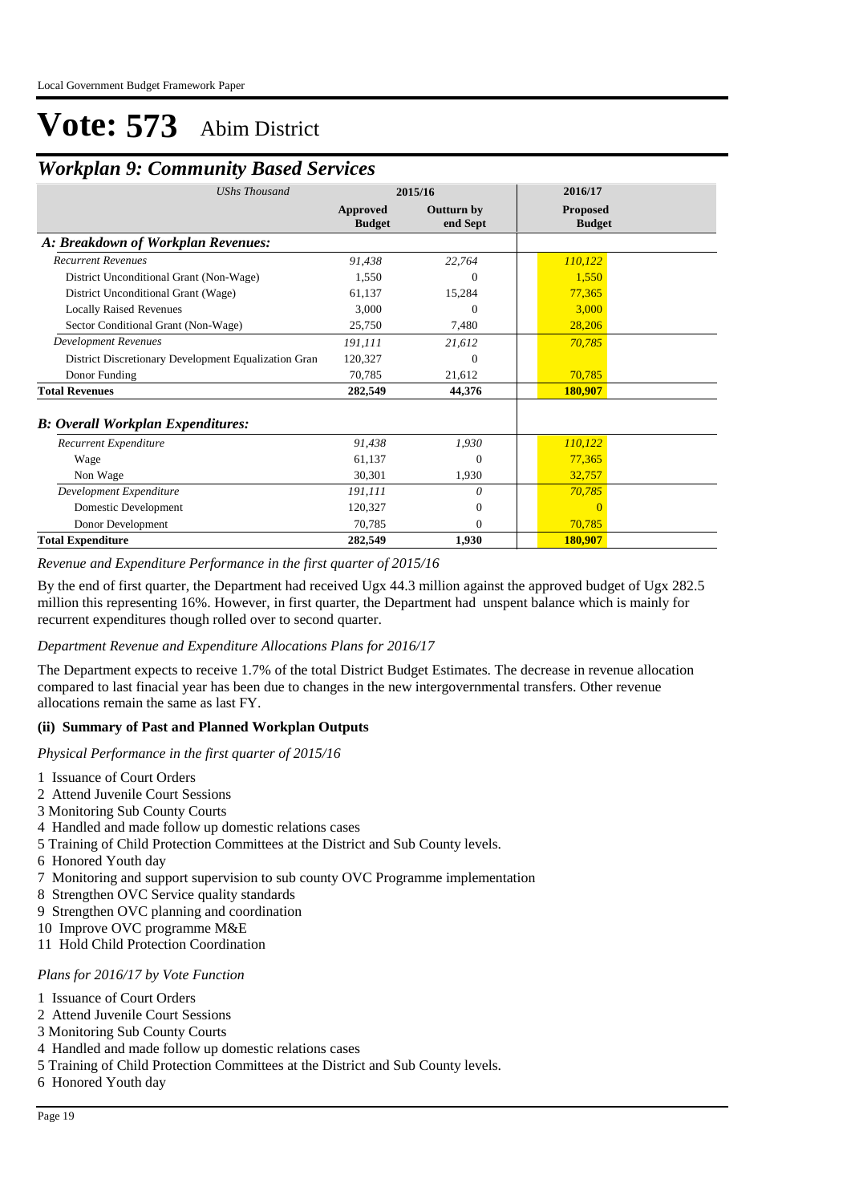# Vote: 573 Abim District

## *Workplan 9: Community Based Services*

| *UShs Thousand* | 2015/16 | | 2016/17 |
|---|---|---|---|
| | **Approved Budget** | **Outturn by end Sept** | **Proposed Budget** |
| ***A: Breakdown of Workplan Revenues:*** | | | |
| *Recurrent Revenues* | *91,438* | *22,764* | *110,122* |
| District Unconditional Grant (Non-Wage) | 1,550 | 0 | 1,550 |
| District Unconditional Grant (Wage) | 61,137 | 15,284 | 77,365 |
| Locally Raised Revenues | 3,000 | 0 | 3,000 |
| Sector Conditional Grant (Non-Wage) | 25,750 | 7,480 | 28,206 |
| *Development Revenues* | *191,111* | *21,612* | *70,785* |
| District Discretionary Development Equalization Gran | 120,327 | 0 | |
| Donor Funding | 70,785 | 21,612 | 70,785 |
| **Total Revenues** | **282,549** | **44,376** | **180,907** |
| ***B: Overall Workplan Expenditures:*** | | | |
| *Recurrent Expenditure* | *91,438* | *1,930* | *110,122* |
| Wage | 61,137 | 0 | 77,365 |
| Non Wage | 30,301 | 1,930 | 32,757 |
| *Development Expenditure* | *191,111* | *0* | *70,785* |
| Domestic Development | 120,327 | 0 | 0 |
| Donor Development | 70,785 | 0 | 70,785 |
| **Total Expenditure** | **282,549** | **1,930** | **180,907** |

*Revenue and Expenditure Performance in the first quarter of 2015/16*

By the end of first quarter, the Department had received Ugx 44.3 million against the approved budget of Ugx 282.5 million this representing 16%. However, in first quarter, the Department had unspent balance which is mainly for recurrent expenditures though rolled over to second quarter.

*Department Revenue and Expenditure Allocations Plans for 2016/17*

The Department expects to receive 1.7% of the total District Budget Estimates. The decrease in revenue allocation compared to last finacial year has been due to changes in the new intergovernmental transfers. Other revenue allocations remain the same as last FY.

#### (ii) Summary of Past and Planned Workplan Outputs

*Physical Performance in the first quarter of 2015/16*

1 Issuance of Court Orders
2 Attend Juvenile Court Sessions
3 Monitoring Sub County Courts
4 Handled and made follow up domestic relations cases
5 Training of Child Protection Committees at the District and Sub County levels.
6 Honored Youth day
7 Monitoring and support supervision to sub county OVC Programme implementation
8 Strengthen OVC Service quality standards
9 Strengthen OVC planning and coordination
10 Improve OVC programme M&E
11 Hold Child Protection Coordination

*Plans for 2016/17 by Vote Function*

1 Issuance of Court Orders
2 Attend Juvenile Court Sessions
3 Monitoring Sub County Courts
4 Handled and made follow up domestic relations cases
5 Training of Child Protection Committees at the District and Sub County levels.
6 Honored Youth day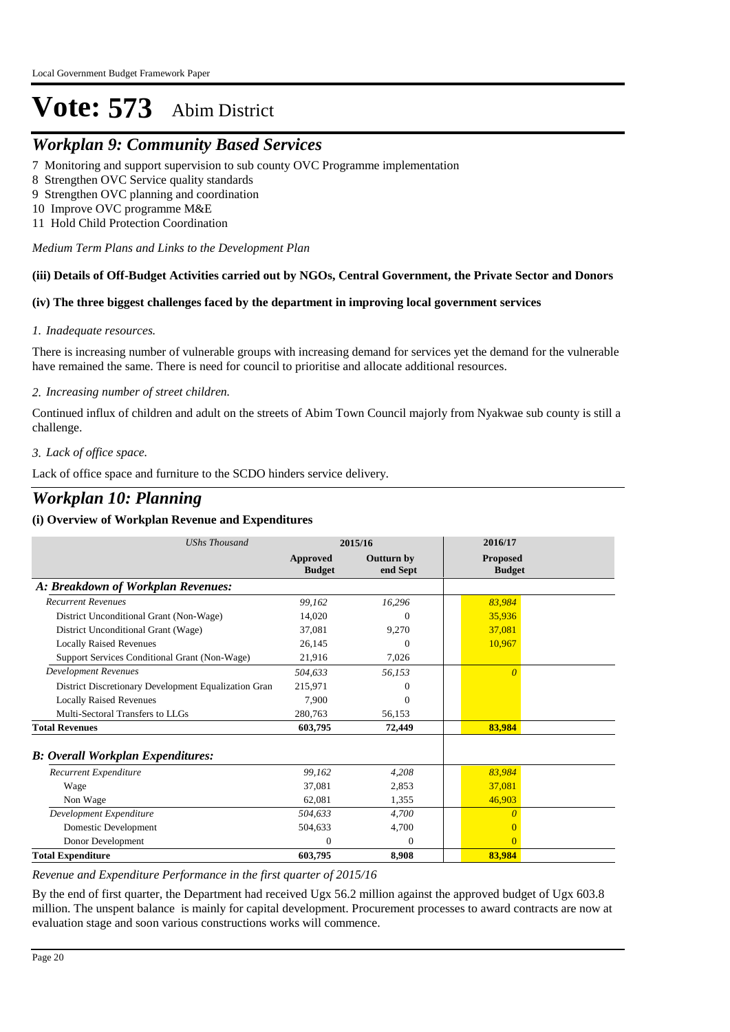# Vote: 573 Abim District

## *Workplan 9: Community Based Services*

7 Monitoring and support supervision to sub county OVC Programme implementation
8 Strengthen OVC Service quality standards
9 Strengthen OVC planning and coordination
10 Improve OVC programme M&E
11 Hold Child Protection Coordination

*Medium Term Plans and Links to the Development Plan*

**(iii) Details of Off-Budget Activities carried out by NGOs, Central Government, the Private Sector and Donors**

**(iv) The three biggest challenges faced by the department in improving local government services**

*1. Inadequate resources.*

There is increasing number of vulnerable groups with increasing demand for services yet the demand for the vulnerable have remained the same. There is need for council to prioritise and allocate additional resources.

*2. Increasing number of street children.*

Continued influx of children and adult on the streets of Abim Town Council majorly from Nyakwae sub county is still a challenge.

*3. Lack of office space.*

Lack of office space and furniture to the SCDO hinders service delivery.

## *Workplan 10: Planning*

**(i) Overview of Workplan Revenue and Expenditures**

| *UShs Thousand* | 2015/16 | | 2016/17 |
|---|---|---|---|
| | **Approved Budget** | **Outturn by end Sept** | **Proposed Budget** |
| ***A: Breakdown of Workplan Revenues:*** | | | |
| *Recurrent Revenues* | *99,162* | *16,296* | *83,984* |
| District Unconditional Grant (Non-Wage) | 14,020 | 0 | 35,936 |
| District Unconditional Grant (Wage) | 37,081 | 9,270 | 37,081 |
| Locally Raised Revenues | 26,145 | 0 | 10,967 |
| Support Services Conditional Grant (Non-Wage) | 21,916 | 7,026 | |
| *Development Revenues* | *504,633* | *56,153* | *0* |
| District Discretionary Development Equalization Gran | 215,971 | 0 | |
| Locally Raised Revenues | 7,900 | 0 | |
| Multi-Sectoral Transfers to LLGs | 280,763 | 56,153 | |
| **Total Revenues** | **603,795** | **72,449** | **83,984** |
| ***B: Overall Workplan Expenditures:*** | | | |
| *Recurrent Expenditure* | *99,162* | *4,208* | *83,984* |
| Wage | 37,081 | 2,853 | 37,081 |
| Non Wage | 62,081 | 1,355 | 46,903 |
| *Development Expenditure* | *504,633* | *4,700* | *0* |
| Domestic Development | 504,633 | 4,700 | 0 |
| Donor Development | 0 | 0 | 0 |
| **Total Expenditure** | **603,795** | **8,908** | **83,984** |

*Revenue and Expenditure Performance in the first quarter of 2015/16*

By the end of first quarter, the Department had received Ugx 56.2 million against the approved budget of Ugx 603.8 million. The unspent balance is mainly for capital development. Procurement processes to award contracts are now at evaluation stage and soon various constructions works will commence.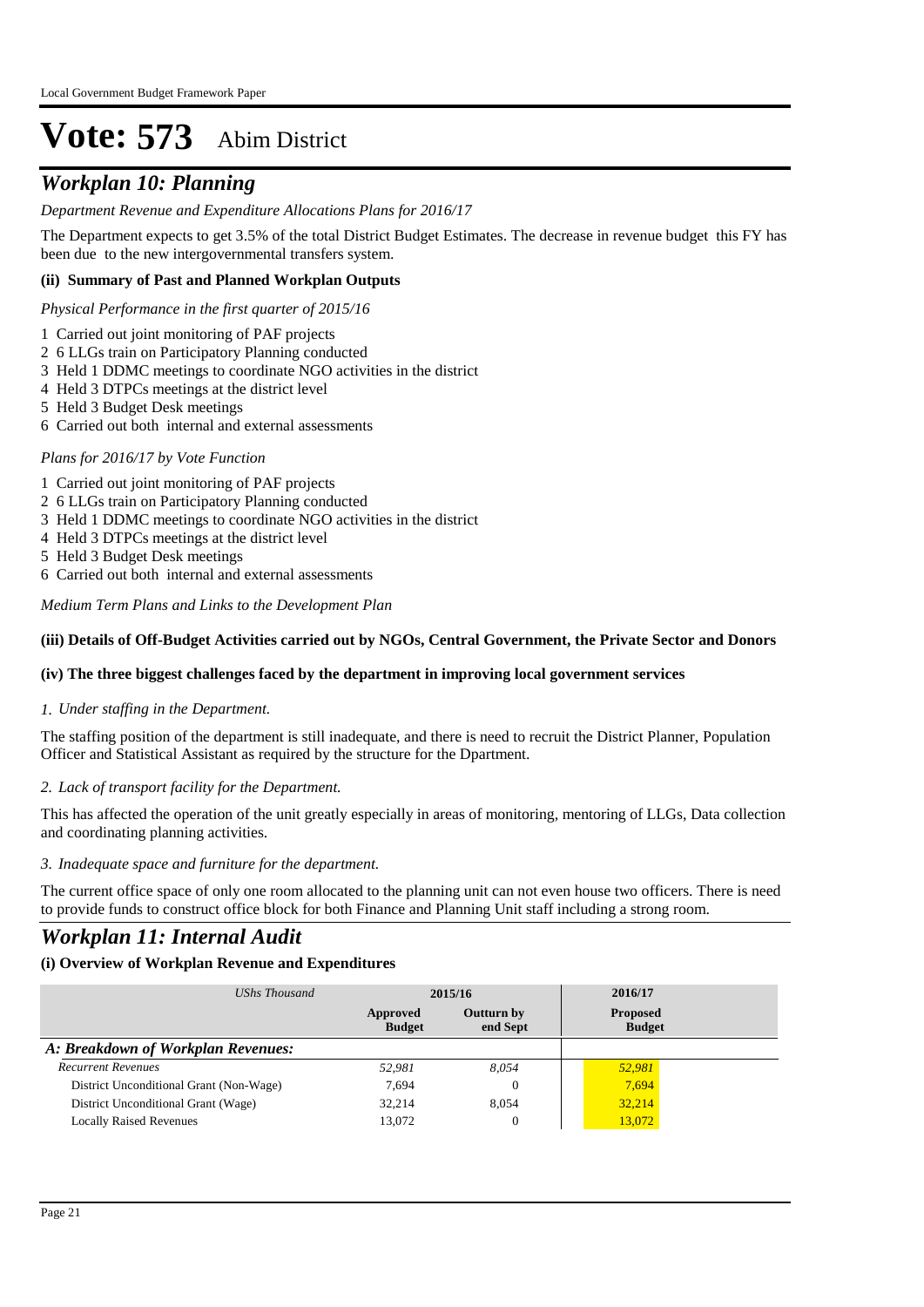# Vote: 573 Abim District

## *Workplan 10: Planning*

*Department Revenue and Expenditure Allocations Plans for 2016/17*

The Department expects to get 3.5% of the total District Budget Estimates. The decrease in revenue budget this FY has been due to the new intergovernmental transfers system.

### (ii) Summary of Past and Planned Workplan Outputs

*Physical Performance in the first quarter of 2015/16*

1 Carried out joint monitoring of PAF projects
2 6 LLGs train on Participatory Planning conducted
3 Held 1 DDMC meetings to coordinate NGO activities in the district
4 Held 3 DTPCs meetings at the district level
5 Held 3 Budget Desk meetings
6 Carried out both internal and external assessments

*Plans for 2016/17 by Vote Function*

1 Carried out joint monitoring of PAF projects
2 6 LLGs train on Participatory Planning conducted
3 Held 1 DDMC meetings to coordinate NGO activities in the district
4 Held 3 DTPCs meetings at the district level
5 Held 3 Budget Desk meetings
6 Carried out both internal and external assessments

*Medium Term Plans and Links to the Development Plan*

### (iii) Details of Off-Budget Activities carried out by NGOs, Central Government, the Private Sector and Donors

### (iv) The three biggest challenges faced by the department in improving local government services

*1. Under staffing in the Department.*

The staffing position of the department is still inadequate, and there is need to recruit the District Planner, Population Officer and Statistical Assistant as required by the structure for the Dpartment.

*2. Lack of transport facility for the Department.*

This has affected the operation of the unit greatly especially in areas of monitoring, mentoring of LLGs, Data collection and coordinating planning activities.

*3. Inadequate space and furniture for the department.*

The current office space of only one room allocated to the planning unit can not even house two officers. There is need to provide funds to construct office block for both Finance and Planning Unit staff including a strong room.

## *Workplan 11: Internal Audit*

### (i) Overview of Workplan Revenue and Expenditures

| *UShs Thousand* | 2015/16 | | 2016/17 |
|---|---|---|---|
| | **Approved Budget** | **Outturn by end Sept** | **Proposed Budget** |
| ***A: Breakdown of Workplan Revenues:*** | | | |
| *Recurrent Revenues* | *52,981* | *8,054* | *52,981* |
| District Unconditional Grant (Non-Wage) | 7,694 | 0 | 7,694 |
| District Unconditional Grant (Wage) | 32,214 | 8,054 | 32,214 |
| Locally Raised Revenues | 13,072 | 0 | 13,072 |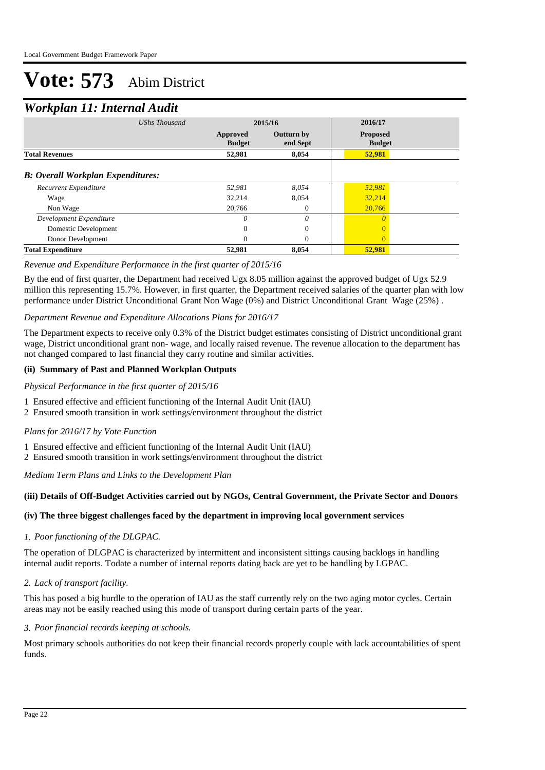# Vote: 573 Abim District

## *Workplan 11: Internal Audit*

| *UShs Thousand* | 2015/16 | | 2016/17 |
|---|---|---|---|
| | **Approved Budget** | **Outturn by end Sept** | **Proposed Budget** |
| **Total Revenues** | **52,981** | **8,054** | **52,981** |
| ***B: Overall Workplan Expenditures:*** | | | |
| *Recurrent Expenditure* | *52,981* | *8,054* | *52,981* |
| Wage | 32,214 | 8,054 | 32,214 |
| Non Wage | 20,766 | 0 | 20,766 |
| *Development Expenditure* | *0* | *0* | *0* |
| Domestic Development | 0 | 0 | 0 |
| Donor Development | 0 | 0 | 0 |
| **Total Expenditure** | **52,981** | **8,054** | **52,981** |

*Revenue and Expenditure Performance in the first quarter of 2015/16*

By the end of first quarter, the Department had received Ugx 8.05 million against the approved budget of Ugx 52.9 million this representing 15.7%. However, in first quarter, the Department received salaries of the quarter plan with low performance under District Unconditional Grant Non Wage (0%) and District Unconditional Grant Wage (25%) .

*Department Revenue and Expenditure Allocations Plans for 2016/17*

The Department expects to receive only 0.3% of the District budget estimates consisting of District unconditional grant wage, District unconditional grant non- wage, and locally raised revenue. The revenue allocation to the department has not changed compared to last financial they carry routine and similar activities.

**(ii) Summary of Past and Planned Workplan Outputs**

*Physical Performance in the first quarter of 2015/16*

1 Ensured effective and efficient functioning of the Internal Audit Unit (IAU)
2 Ensured smooth transition in work settings/environment throughout the district

*Plans for 2016/17 by Vote Function*

1 Ensured effective and efficient functioning of the Internal Audit Unit (IAU)
2 Ensured smooth transition in work settings/environment throughout the district

*Medium Term Plans and Links to the Development Plan*

**(iii) Details of Off-Budget Activities carried out by NGOs, Central Government, the Private Sector and Donors**

**(iv) The three biggest challenges faced by the department in improving local government services**

*1. Poor functioning of the DLGPAC.*

The operation of DLGPAC is characterized by intermittent and inconsistent sittings causing backlogs in handling internal audit reports. Todate a number of internal reports dating back are yet to be handling by LGPAC.

*2. Lack of transport facility.*

This has posed a big hurdle to the operation of IAU as the staff currently rely on the two aging motor cycles. Certain areas may not be easily reached using this mode of transport during certain parts of the year.

*3. Poor financial records keeping at schools.*

Most primary schools authorities do not keep their financial records properly couple with lack accountabilities of spent funds.